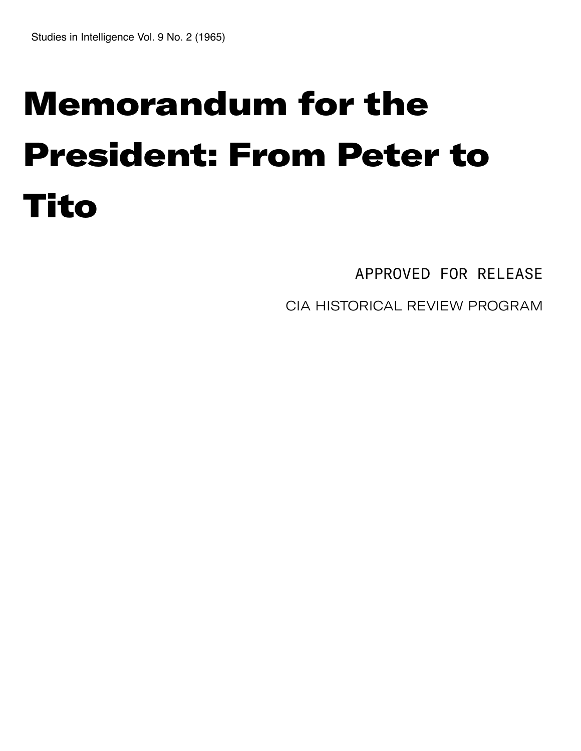Studies in Intelligence Vol. 9 No. 2 (1965)

# Memorandum for the President: From Peter to Tito

APPROVED FOR RELEASE

CIA HISTORICAL REVIEW PROGRAM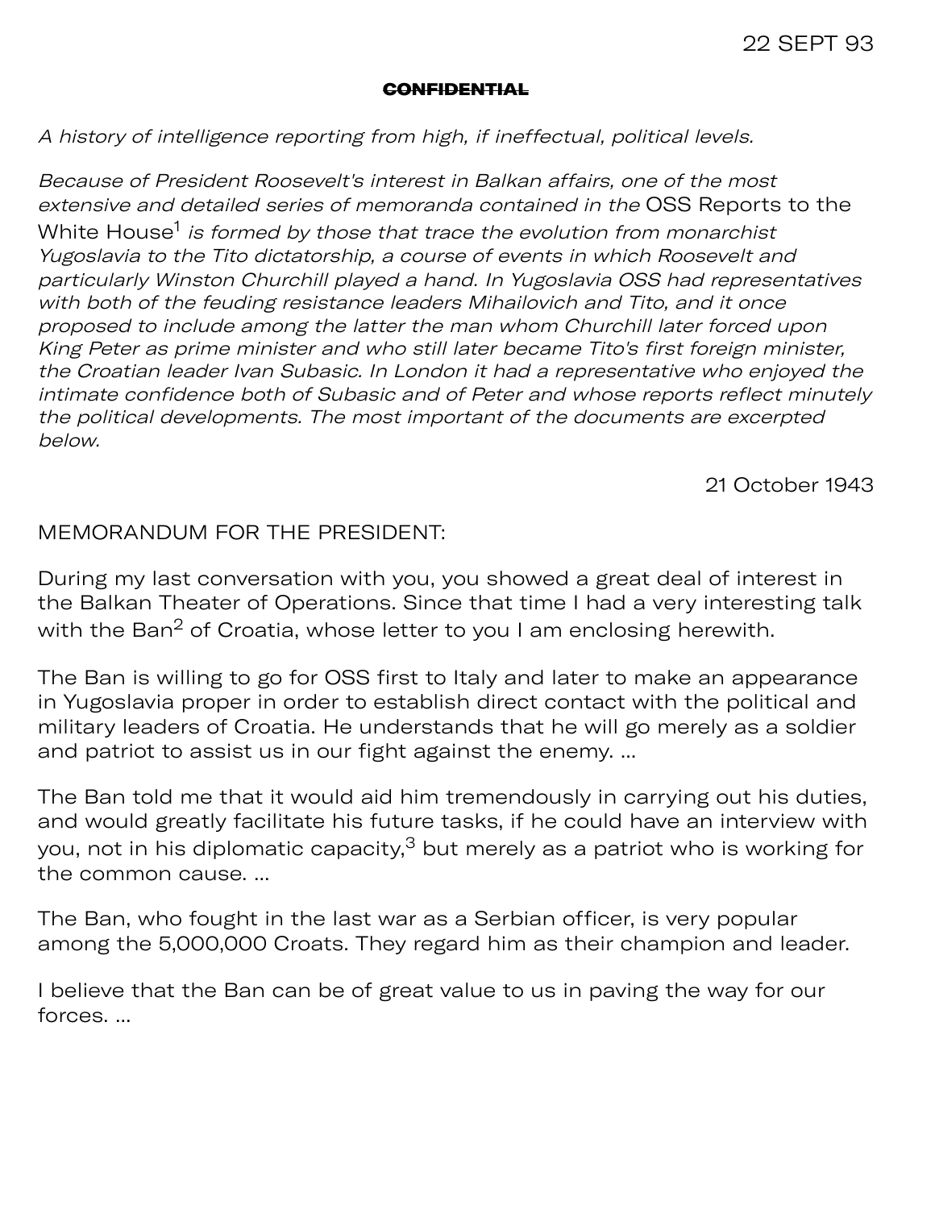22 SEPT 93

**~~CONFIDENTIAL~~**

*A history of intelligence reporting from high, if ineffectual, political levels.*

*Because of President Roosevelt's interest in Balkan affairs, one of the most extensive and detailed series of memoranda contained in the* OSS Reports to the White House[1] *is formed by those that trace the evolution from monarchist Yugoslavia to the Tito dictatorship, a course of events in which Roosevelt and particularly Winston Churchill played a hand. In Yugoslavia OSS had representatives with both of the feuding resistance leaders Mihailovich and Tito, and it once proposed to include among the latter the man whom Churchill later forced upon King Peter as prime minister and who still later became Tito's first foreign minister, the Croatian leader Ivan Subasic. In London it had a representative who enjoyed the intimate confidence both of Subasic and of Peter and whose reports reflect minutely the political developments. The most important of the documents are excerpted below.*

21 October 1943

MEMORANDUM FOR THE PRESIDENT:

During my last conversation with you, you showed a great deal of interest in the Balkan Theater of Operations. Since that time I had a very interesting talk with the Ban[2] of Croatia, whose letter to you I am enclosing herewith.

The Ban is willing to go for OSS first to Italy and later to make an appearance in Yugoslavia proper in order to establish direct contact with the political and military leaders of Croatia. He understands that he will go merely as a soldier and patriot to assist us in our fight against the enemy. ...

The Ban told me that it would aid him tremendously in carrying out his duties, and would greatly facilitate his future tasks, if he could have an interview with you, not in his diplomatic capacity,[3] but merely as a patriot who is working for the common cause. ...

The Ban, who fought in the last war as a Serbian officer, is very popular among the 5,000,000 Croats. They regard him as their champion and leader.

I believe that the Ban can be of great value to us in paving the way for our forces. ...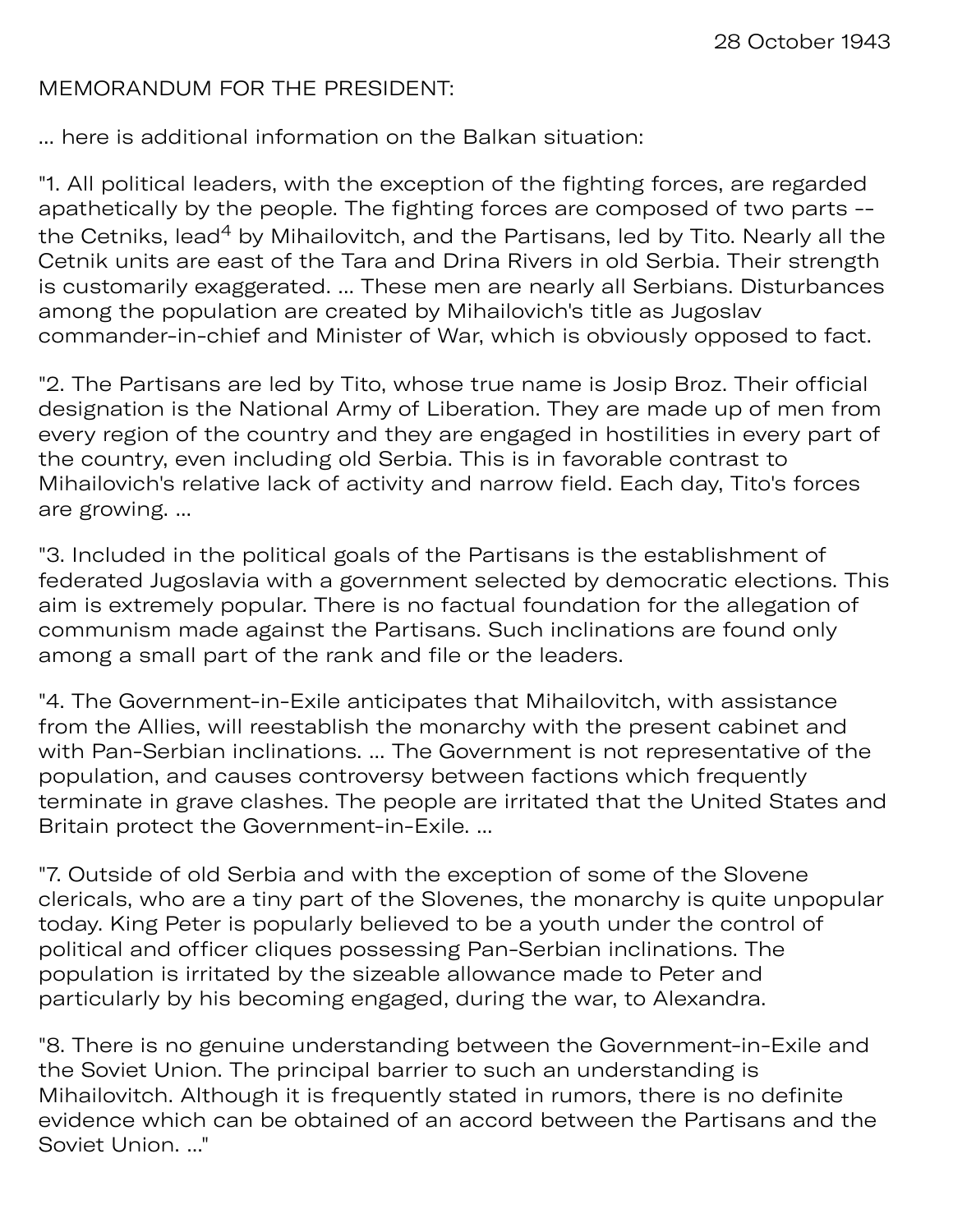28 October 1943

MEMORANDUM FOR THE PRESIDENT:

... here is additional information on the Balkan situation:

"1. All political leaders, with the exception of the fighting forces, are regarded apathetically by the people. The fighting forces are composed of two parts -- the Cetniks, lead[4] by Mihailovitch, and the Partisans, led by Tito. Nearly all the Cetnik units are east of the Tara and Drina Rivers in old Serbia. Their strength is customarily exaggerated. ... These men are nearly all Serbians. Disturbances among the population are created by Mihailovich's title as Jugoslav commander-in-chief and Minister of War, which is obviously opposed to fact.

"2. The Partisans are led by Tito, whose true name is Josip Broz. Their official designation is the National Army of Liberation. They are made up of men from every region of the country and they are engaged in hostilities in every part of the country, even including old Serbia. This is in favorable contrast to Mihailovich's relative lack of activity and narrow field. Each day, Tito's forces are growing. ...

"3. Included in the political goals of the Partisans is the establishment of federated Jugoslavia with a government selected by democratic elections. This aim is extremely popular. There is no factual foundation for the allegation of communism made against the Partisans. Such inclinations are found only among a small part of the rank and file or the leaders.

"4. The Government-in-Exile anticipates that Mihailovitch, with assistance from the Allies, will reestablish the monarchy with the present cabinet and with Pan-Serbian inclinations. ... The Government is not representative of the population, and causes controversy between factions which frequently terminate in grave clashes. The people are irritated that the United States and Britain protect the Government-in-Exile. ...

"7. Outside of old Serbia and with the exception of some of the Slovene clericals, who are a tiny part of the Slovenes, the monarchy is quite unpopular today. King Peter is popularly believed to be a youth under the control of political and officer cliques possessing Pan-Serbian inclinations. The population is irritated by the sizeable allowance made to Peter and particularly by his becoming engaged, during the war, to Alexandra.

"8. There is no genuine understanding between the Government-in-Exile and the Soviet Union. The principal barrier to such an understanding is Mihailovitch. Although it is frequently stated in rumors, there is no definite evidence which can be obtained of an accord between the Partisans and the Soviet Union. ..."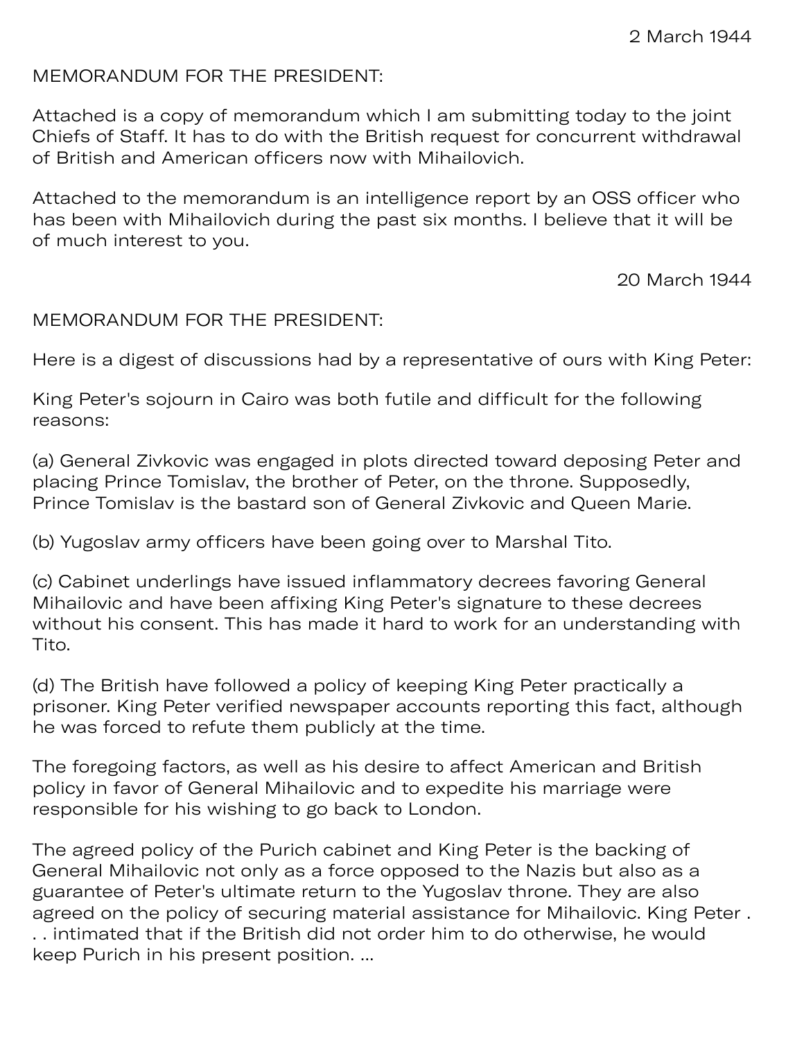2 March 1944

MEMORANDUM FOR THE PRESIDENT:

Attached is a copy of memorandum which I am submitting today to the joint Chiefs of Staff. It has to do with the British request for concurrent withdrawal of British and American officers now with Mihailovich.

Attached to the memorandum is an intelligence report by an OSS officer who has been with Mihailovich during the past six months. I believe that it will be of much interest to you.

20 March 1944

MEMORANDUM FOR THE PRESIDENT:

Here is a digest of discussions had by a representative of ours with King Peter:

King Peter's sojourn in Cairo was both futile and difficult for the following reasons:

(a) General Zivkovic was engaged in plots directed toward deposing Peter and placing Prince Tomislav, the brother of Peter, on the throne. Supposedly, Prince Tomislav is the bastard son of General Zivkovic and Queen Marie.

(b) Yugoslav army officers have been going over to Marshal Tito.

(c) Cabinet underlings have issued inflammatory decrees favoring General Mihailovic and have been affixing King Peter's signature to these decrees without his consent. This has made it hard to work for an understanding with Tito.

(d) The British have followed a policy of keeping King Peter practically a prisoner. King Peter verified newspaper accounts reporting this fact, although he was forced to refute them publicly at the time.

The foregoing factors, as well as his desire to affect American and British policy in favor of General Mihailovic and to expedite his marriage were responsible for his wishing to go back to London.

The agreed policy of the Purich cabinet and King Peter is the backing of General Mihailovic not only as a force opposed to the Nazis but also as a guarantee of Peter's ultimate return to the Yugoslav throne. They are also agreed on the policy of securing material assistance for Mihailovic. King Peter . . . intimated that if the British did not order him to do otherwise, he would keep Purich in his present position. ...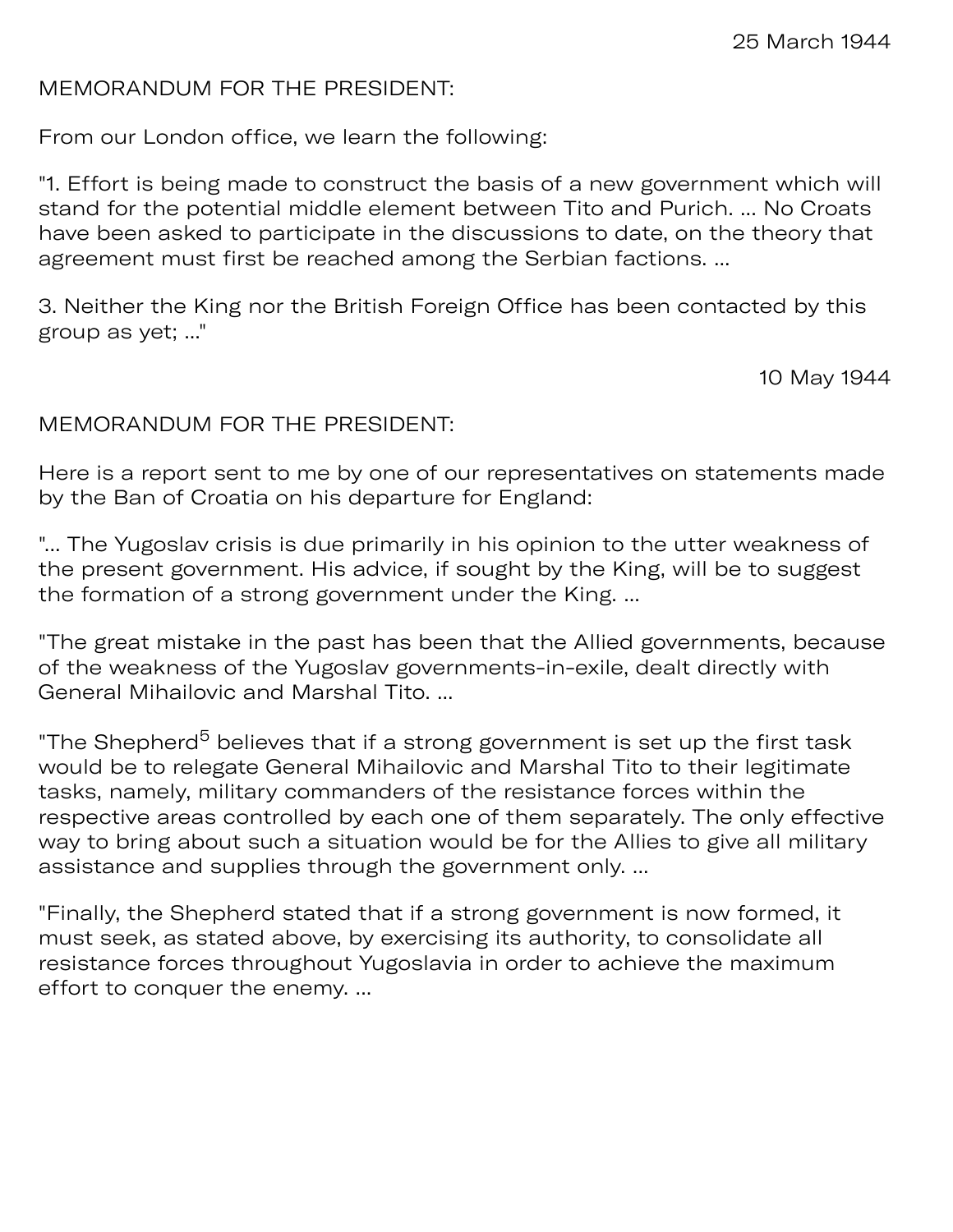25 March 1944

MEMORANDUM FOR THE PRESIDENT:

From our London office, we learn the following:

"1. Effort is being made to construct the basis of a new government which will stand for the potential middle element between Tito and Purich. ... No Croats have been asked to participate in the discussions to date, on the theory that agreement must first be reached among the Serbian factions. ...

3. Neither the King nor the British Foreign Office has been contacted by this group as yet; ..."

10 May 1944

MEMORANDUM FOR THE PRESIDENT:

Here is a report sent to me by one of our representatives on statements made by the Ban of Croatia on his departure for England:

"... The Yugoslav crisis is due primarily in his opinion to the utter weakness of the present government. His advice, if sought by the King, will be to suggest the formation of a strong government under the King. ...

"The great mistake in the past has been that the Allied governments, because of the weakness of the Yugoslav governments-in-exile, dealt directly with General Mihailovic and Marshal Tito. ...

"The Shepherd[5] believes that if a strong government is set up the first task would be to relegate General Mihailovic and Marshal Tito to their legitimate tasks, namely, military commanders of the resistance forces within the respective areas controlled by each one of them separately. The only effective way to bring about such a situation would be for the Allies to give all military assistance and supplies through the government only. ...

"Finally, the Shepherd stated that if a strong government is now formed, it must seek, as stated above, by exercising its authority, to consolidate all resistance forces throughout Yugoslavia in order to achieve the maximum effort to conquer the enemy. ...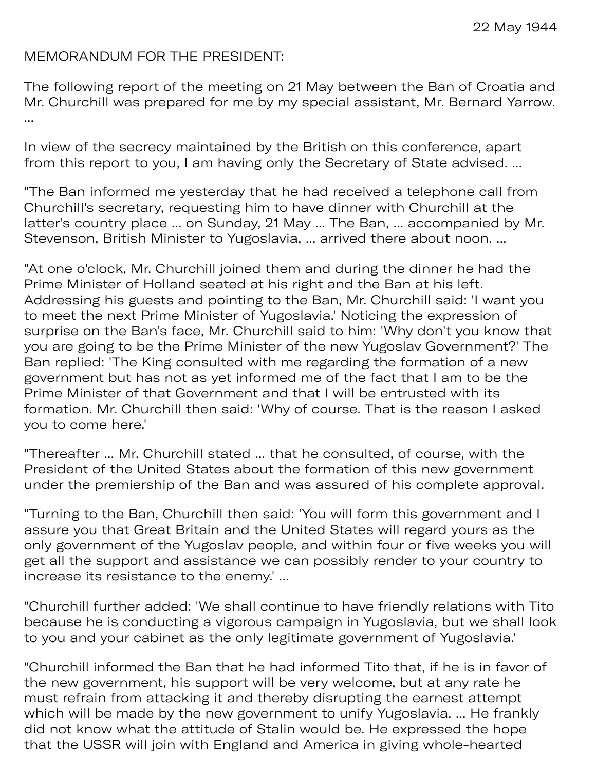22 May 1944

MEMORANDUM FOR THE PRESIDENT:

The following report of the meeting on 21 May between the Ban of Croatia and Mr. Churchill was prepared for me by my special assistant, Mr. Bernard Yarrow. ...

In view of the secrecy maintained by the British on this conference, apart from this report to you, I am having only the Secretary of State advised. ...

"The Ban informed me yesterday that he had received a telephone call from Churchill's secretary, requesting him to have dinner with Churchill at the latter's country place ... on Sunday, 21 May ... The Ban, ... accompanied by Mr. Stevenson, British Minister to Yugoslavia, ... arrived there about noon. ...

"At one o'clock, Mr. Churchill joined them and during the dinner he had the Prime Minister of Holland seated at his right and the Ban at his left. Addressing his guests and pointing to the Ban, Mr. Churchill said: 'I want you to meet the next Prime Minister of Yugoslavia.' Noticing the expression of surprise on the Ban's face, Mr. Churchill said to him: 'Why don't you know that you are going to be the Prime Minister of the new Yugoslav Government?' The Ban replied: 'The King consulted with me regarding the formation of a new government but has not as yet informed me of the fact that I am to be the Prime Minister of that Government and that I will be entrusted with its formation. Mr. Churchill then said: 'Why of course. That is the reason I asked you to come here.'

"Thereafter ... Mr. Churchill stated ... that he consulted, of course, with the President of the United States about the formation of this new government under the premiership of the Ban and was assured of his complete approval.

"Turning to the Ban, Churchill then said: 'You will form this government and I assure you that Great Britain and the United States will regard yours as the only government of the Yugoslav people, and within four or five weeks you will get all the support and assistance we can possibly render to your country to increase its resistance to the enemy.' ...

"Churchill further added: 'We shall continue to have friendly relations with Tito because he is conducting a vigorous campaign in Yugoslavia, but we shall look to you and your cabinet as the only legitimate government of Yugoslavia.'

"Churchill informed the Ban that he had informed Tito that, if he is in favor of the new government, his support will be very welcome, but at any rate he must refrain from attacking it and thereby disrupting the earnest attempt which will be made by the new government to unify Yugoslavia. ... He frankly did not know what the attitude of Stalin would be. He expressed the hope that the USSR will join with England and America in giving whole-hearted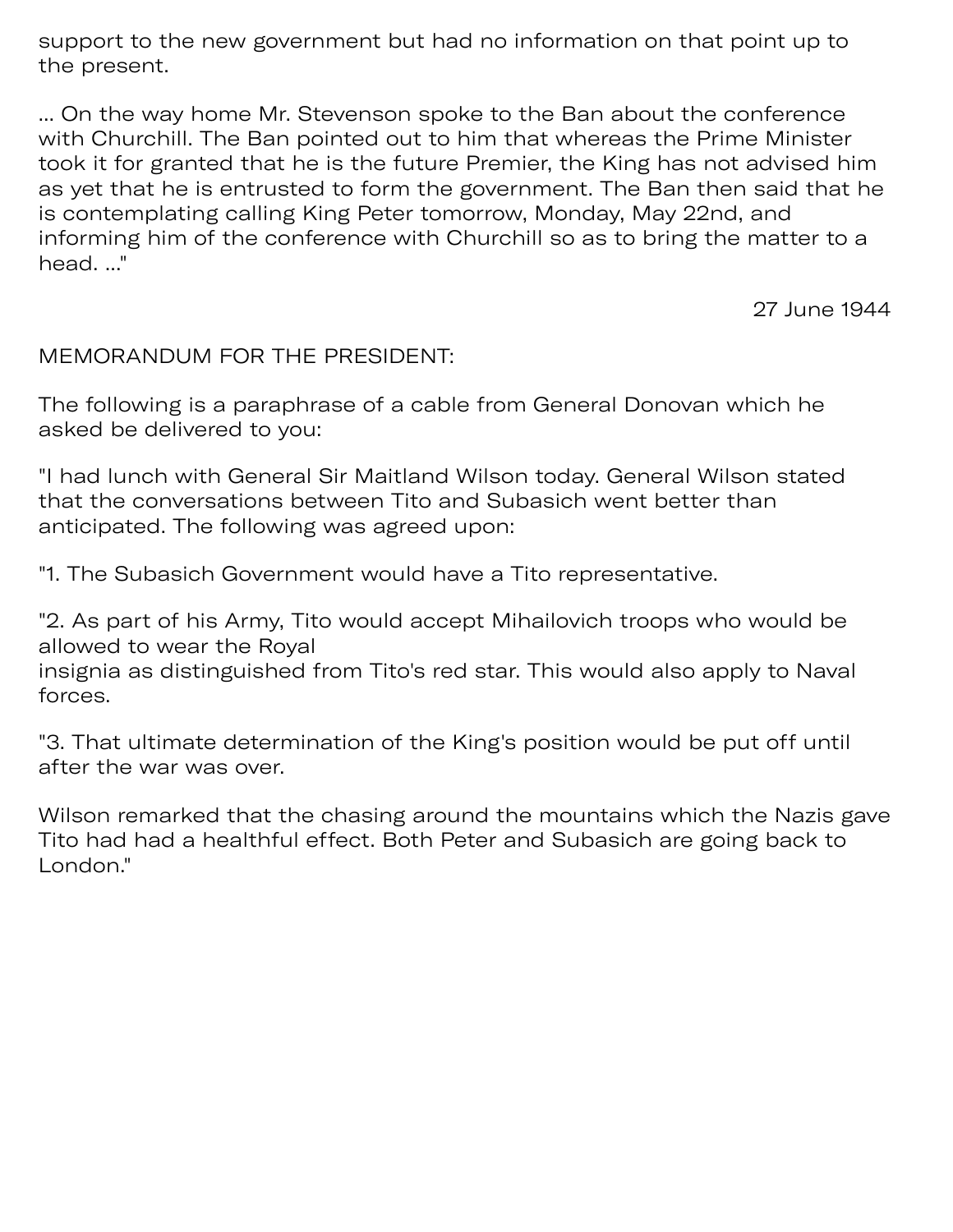support to the new government but had no information on that point up to the present.

... On the way home Mr. Stevenson spoke to the Ban about the conference with Churchill. The Ban pointed out to him that whereas the Prime Minister took it for granted that he is the future Premier, the King has not advised him as yet that he is entrusted to form the government. The Ban then said that he is contemplating calling King Peter tomorrow, Monday, May 22nd, and informing him of the conference with Churchill so as to bring the matter to a head. ..."

27 June 1944

MEMORANDUM FOR THE PRESIDENT:

The following is a paraphrase of a cable from General Donovan which he asked be delivered to you:

"I had lunch with General Sir Maitland Wilson today. General Wilson stated that the conversations between Tito and Subasich went better than anticipated. The following was agreed upon:

"1. The Subasich Government would have a Tito representative.

"2. As part of his Army, Tito would accept Mihailovich troops who would be allowed to wear the Royal insignia as distinguished from Tito's red star. This would also apply to Naval forces.

"3. That ultimate determination of the King's position would be put off until after the war was over.

Wilson remarked that the chasing around the mountains which the Nazis gave Tito had had a healthful effect. Both Peter and Subasich are going back to London."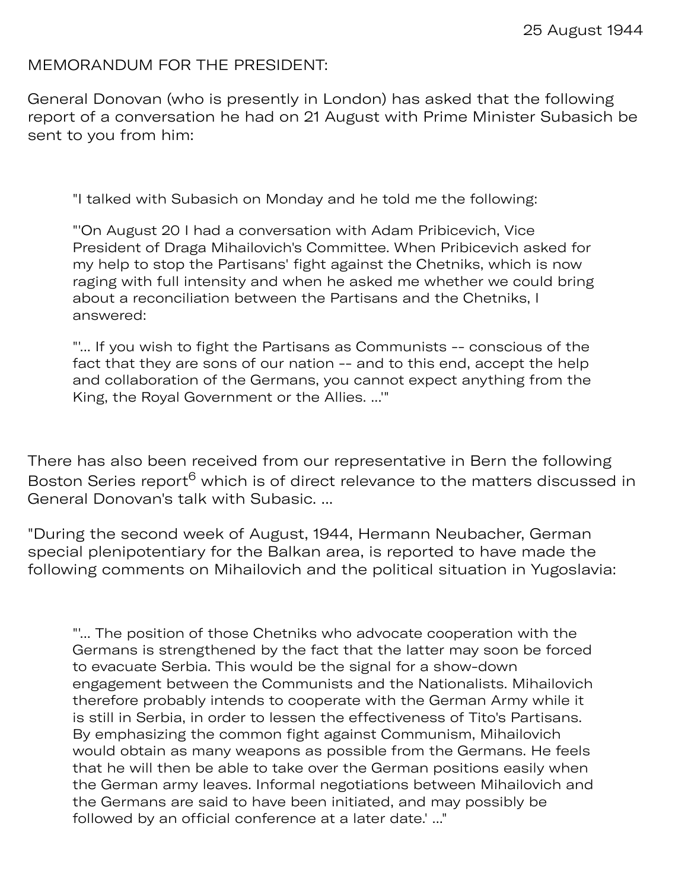25 August 1944

MEMORANDUM FOR THE PRESIDENT:

General Donovan (who is presently in London) has asked that the following report of a conversation he had on 21 August with Prime Minister Subasich be sent to you from him:

> "I talked with Subasich on Monday and he told me the following:
>
> "'On August 20 I had a conversation with Adam Pribicevich, Vice President of Draga Mihailovich's Committee. When Pribicevich asked for my help to stop the Partisans' fight against the Chetniks, which is now raging with full intensity and when he asked me whether we could bring about a reconciliation between the Partisans and the Chetniks, I answered:
>
> "'... If you wish to fight the Partisans as Communists -- conscious of the fact that they are sons of our nation -- and to this end, accept the help and collaboration of the Germans, you cannot expect anything from the King, the Royal Government or the Allies. ...'"

There has also been received from our representative in Bern the following Boston Series report[6] which is of direct relevance to the matters discussed in General Donovan's talk with Subasic. ...

"During the second week of August, 1944, Hermann Neubacher, German special plenipotentiary for the Balkan area, is reported to have made the following comments on Mihailovich and the political situation in Yugoslavia:

> "'... The position of those Chetniks who advocate cooperation with the Germans is strengthened by the fact that the latter may soon be forced to evacuate Serbia. This would be the signal for a show-down engagement between the Communists and the Nationalists. Mihailovich therefore probably intends to cooperate with the German Army while it is still in Serbia, in order to lessen the effectiveness of Tito's Partisans. By emphasizing the common fight against Communism, Mihailovich would obtain as many weapons as possible from the Germans. He feels that he will then be able to take over the German positions easily when the German army leaves. Informal negotiations between Mihailovich and the Germans are said to have been initiated, and may possibly be followed by an official conference at a later date.' ..."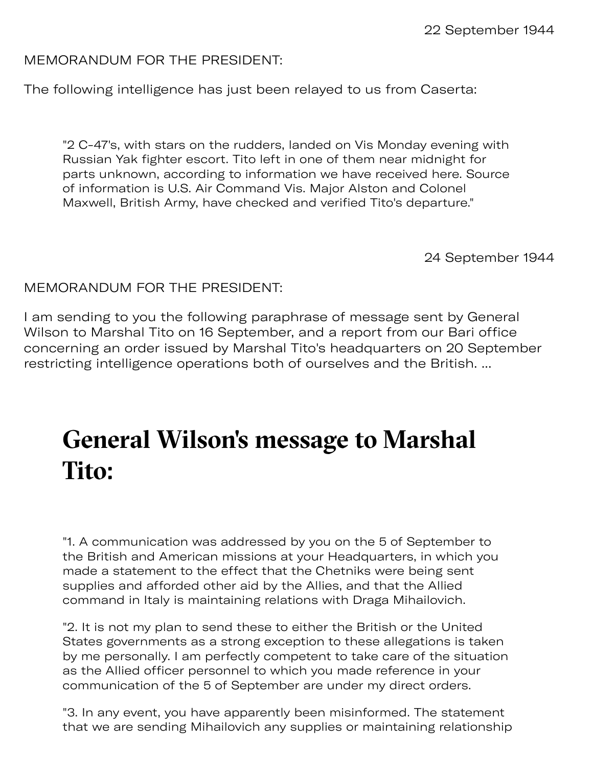22 September 1944

MEMORANDUM FOR THE PRESIDENT:

The following intelligence has just been relayed to us from Caserta:

> "2 C-47's, with stars on the rudders, landed on Vis Monday evening with Russian Yak fighter escort. Tito left in one of them near midnight for parts unknown, according to information we have received here. Source of information is U.S. Air Command Vis. Major Alston and Colonel Maxwell, British Army, have checked and verified Tito's departure."

24 September 1944

MEMORANDUM FOR THE PRESIDENT:

I am sending to you the following paraphrase of message sent by General Wilson to Marshal Tito on 16 September, and a report from our Bari office concerning an order issued by Marshal Tito's headquarters on 20 September restricting intelligence operations both of ourselves and the British. ...

## General Wilson's message to Marshal Tito:

> "1. A communication was addressed by you on the 5 of September to the British and American missions at your Headquarters, in which you made a statement to the effect that the Chetniks were being sent supplies and afforded other aid by the Allies, and that the Allied command in Italy is maintaining relations with Draga Mihailovich.
>
> "2. It is not my plan to send these to either the British or the United States governments as a strong exception to these allegations is taken by me personally. I am perfectly competent to take care of the situation as the Allied officer personnel to which you made reference in your communication of the 5 of September are under my direct orders.
>
> "3. In any event, you have apparently been misinformed. The statement that we are sending Mihailovich any supplies or maintaining relationship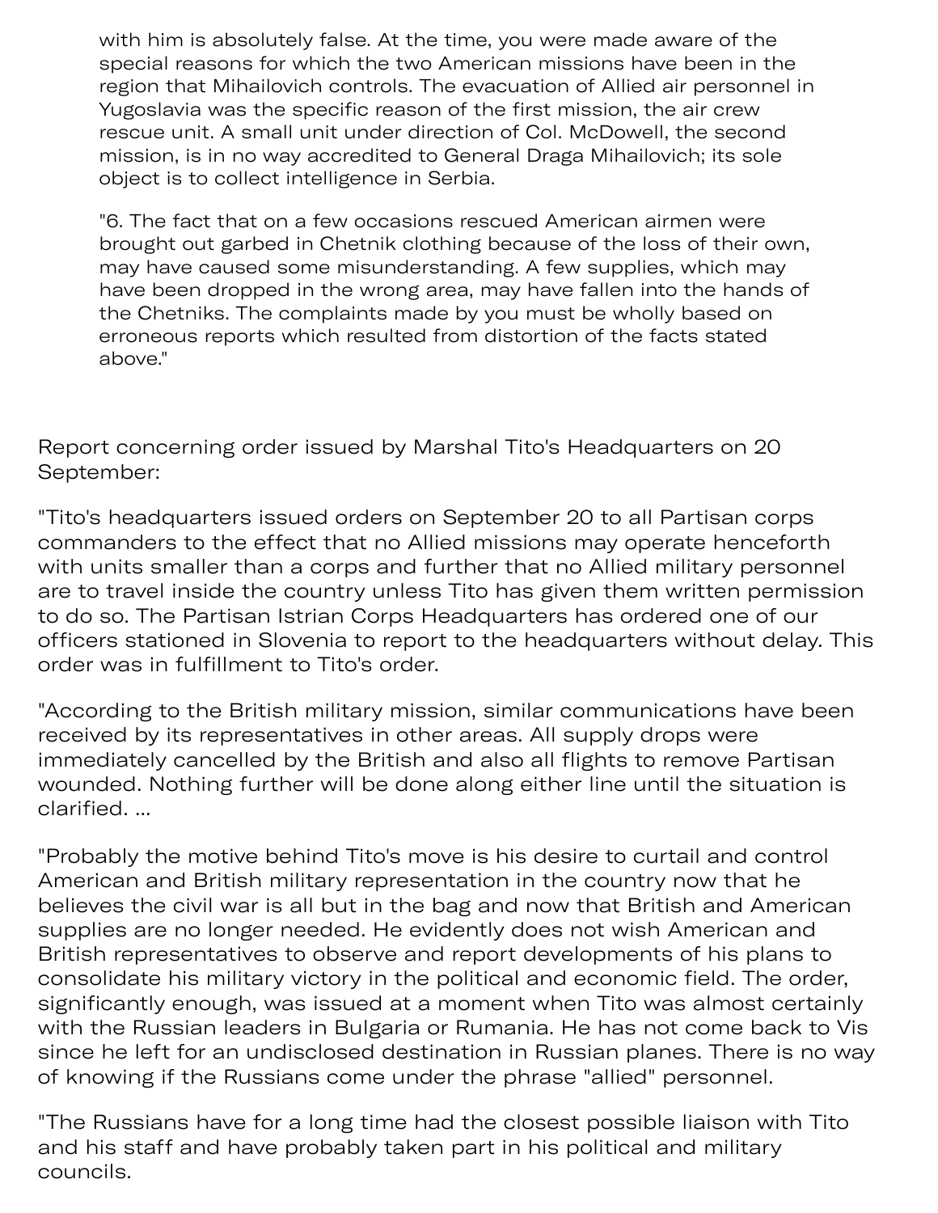with him is absolutely false. At the time, you were made aware of the special reasons for which the two American missions have been in the region that Mihailovich controls. The evacuation of Allied air personnel in Yugoslavia was the specific reason of the first mission, the air crew rescue unit. A small unit under direction of Col. McDowell, the second mission, is in no way accredited to General Draga Mihailovich; its sole object is to collect intelligence in Serbia.

> "6. The fact that on a few occasions rescued American airmen were brought out garbed in Chetnik clothing because of the loss of their own, may have caused some misunderstanding. A few supplies, which may have been dropped in the wrong area, may have fallen into the hands of the Chetniks. The complaints made by you must be wholly based on erroneous reports which resulted from distortion of the facts stated above."

Report concerning order issued by Marshal Tito's Headquarters on 20 September:

"Tito's headquarters issued orders on September 20 to all Partisan corps commanders to the effect that no Allied missions may operate henceforth with units smaller than a corps and further that no Allied military personnel are to travel inside the country unless Tito has given them written permission to do so. The Partisan Istrian Corps Headquarters has ordered one of our officers stationed in Slovenia to report to the headquarters without delay. This order was in fulfillment to Tito's order.

"According to the British military mission, similar communications have been received by its representatives in other areas. All supply drops were immediately cancelled by the British and also all flights to remove Partisan wounded. Nothing further will be done along either line until the situation is clarified. ...

"Probably the motive behind Tito's move is his desire to curtail and control American and British military representation in the country now that he believes the civil war is all but in the bag and now that British and American supplies are no longer needed. He evidently does not wish American and British representatives to observe and report developments of his plans to consolidate his military victory in the political and economic field. The order, significantly enough, was issued at a moment when Tito was almost certainly with the Russian leaders in Bulgaria or Rumania. He has not come back to Vis since he left for an undisclosed destination in Russian planes. There is no way of knowing if the Russians come under the phrase "allied" personnel.

"The Russians have for a long time had the closest possible liaison with Tito and his staff and have probably taken part in his political and military councils.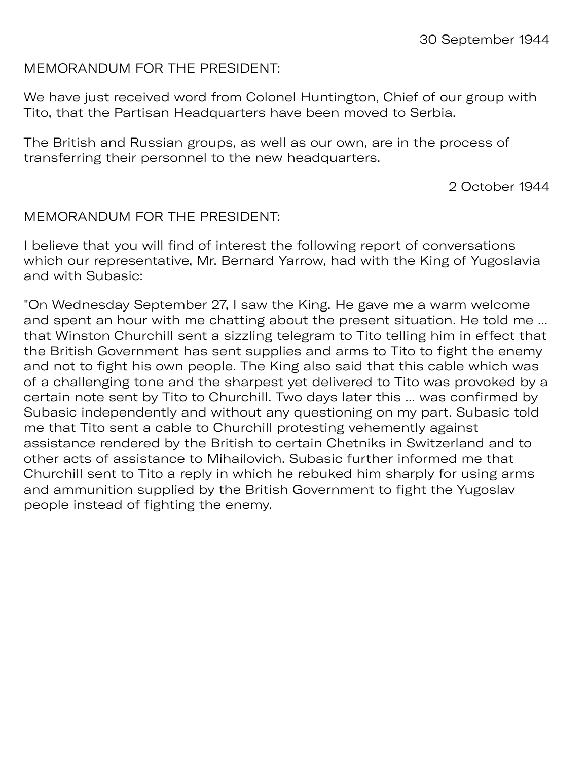30 September 1944

MEMORANDUM FOR THE PRESIDENT:

We have just received word from Colonel Huntington, Chief of our group with Tito, that the Partisan Headquarters have been moved to Serbia.

The British and Russian groups, as well as our own, are in the process of transferring their personnel to the new headquarters.

2 October 1944

MEMORANDUM FOR THE PRESIDENT:

I believe that you will find of interest the following report of conversations which our representative, Mr. Bernard Yarrow, had with the King of Yugoslavia and with Subasic:

"On Wednesday September 27, I saw the King. He gave me a warm welcome and spent an hour with me chatting about the present situation. He told me ... that Winston Churchill sent a sizzling telegram to Tito telling him in effect that the British Government has sent supplies and arms to Tito to fight the enemy and not to fight his own people. The King also said that this cable which was of a challenging tone and the sharpest yet delivered to Tito was provoked by a certain note sent by Tito to Churchill. Two days later this ... was confirmed by Subasic independently and without any questioning on my part. Subasic told me that Tito sent a cable to Churchill protesting vehemently against assistance rendered by the British to certain Chetniks in Switzerland and to other acts of assistance to Mihailovich. Subasic further informed me that Churchill sent to Tito a reply in which he rebuked him sharply for using arms and ammunition supplied by the British Government to fight the Yugoslav people instead of fighting the enemy.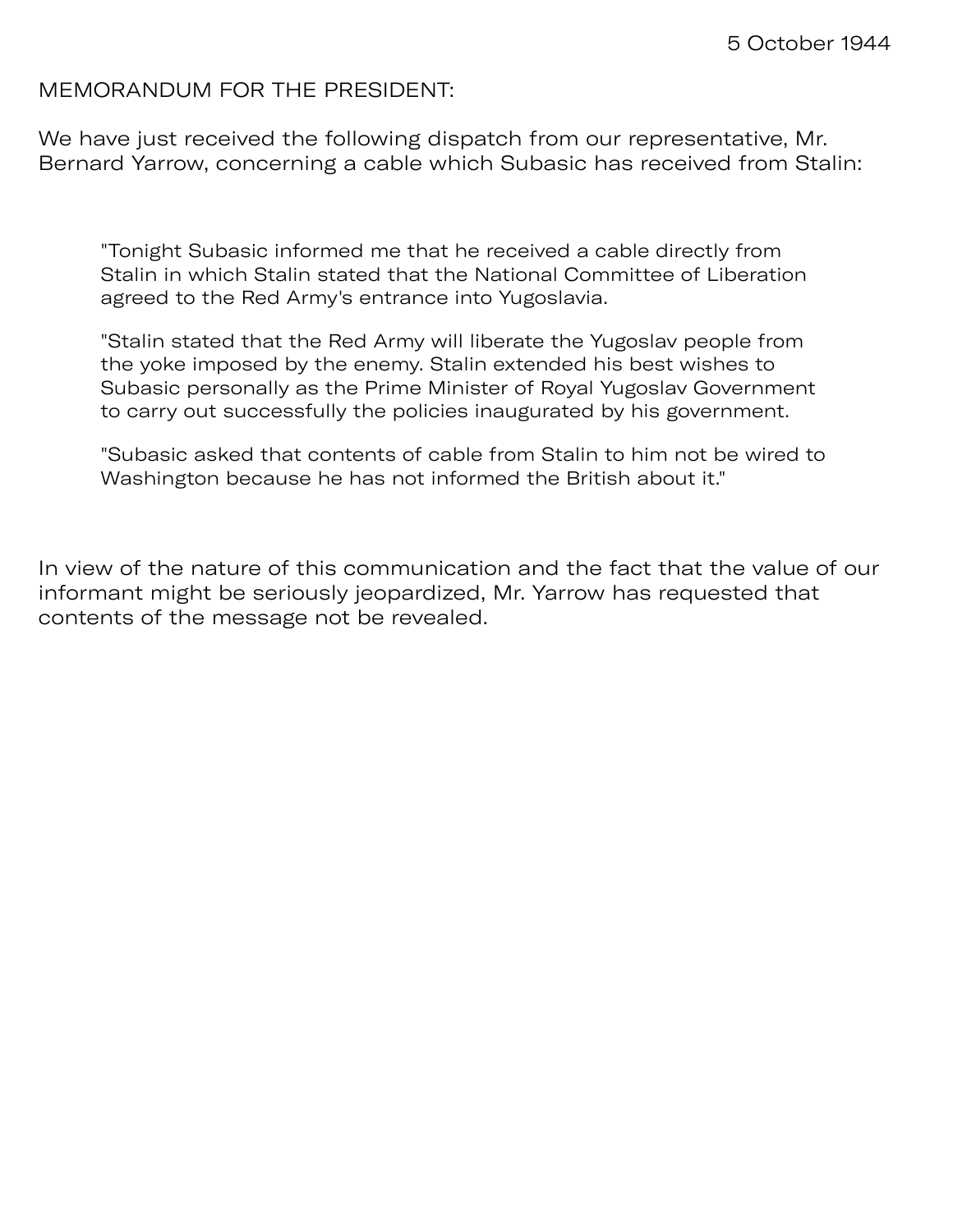5 October 1944

MEMORANDUM FOR THE PRESIDENT:

We have just received the following dispatch from our representative, Mr. Bernard Yarrow, concerning a cable which Subasic has received from Stalin:

> "Tonight Subasic informed me that he received a cable directly from Stalin in which Stalin stated that the National Committee of Liberation agreed to the Red Army's entrance into Yugoslavia.
>
> "Stalin stated that the Red Army will liberate the Yugoslav people from the yoke imposed by the enemy. Stalin extended his best wishes to Subasic personally as the Prime Minister of Royal Yugoslav Government to carry out successfully the policies inaugurated by his government.
>
> "Subasic asked that contents of cable from Stalin to him not be wired to Washington because he has not informed the British about it."

In view of the nature of this communication and the fact that the value of our informant might be seriously jeopardized, Mr. Yarrow has requested that contents of the message not be revealed.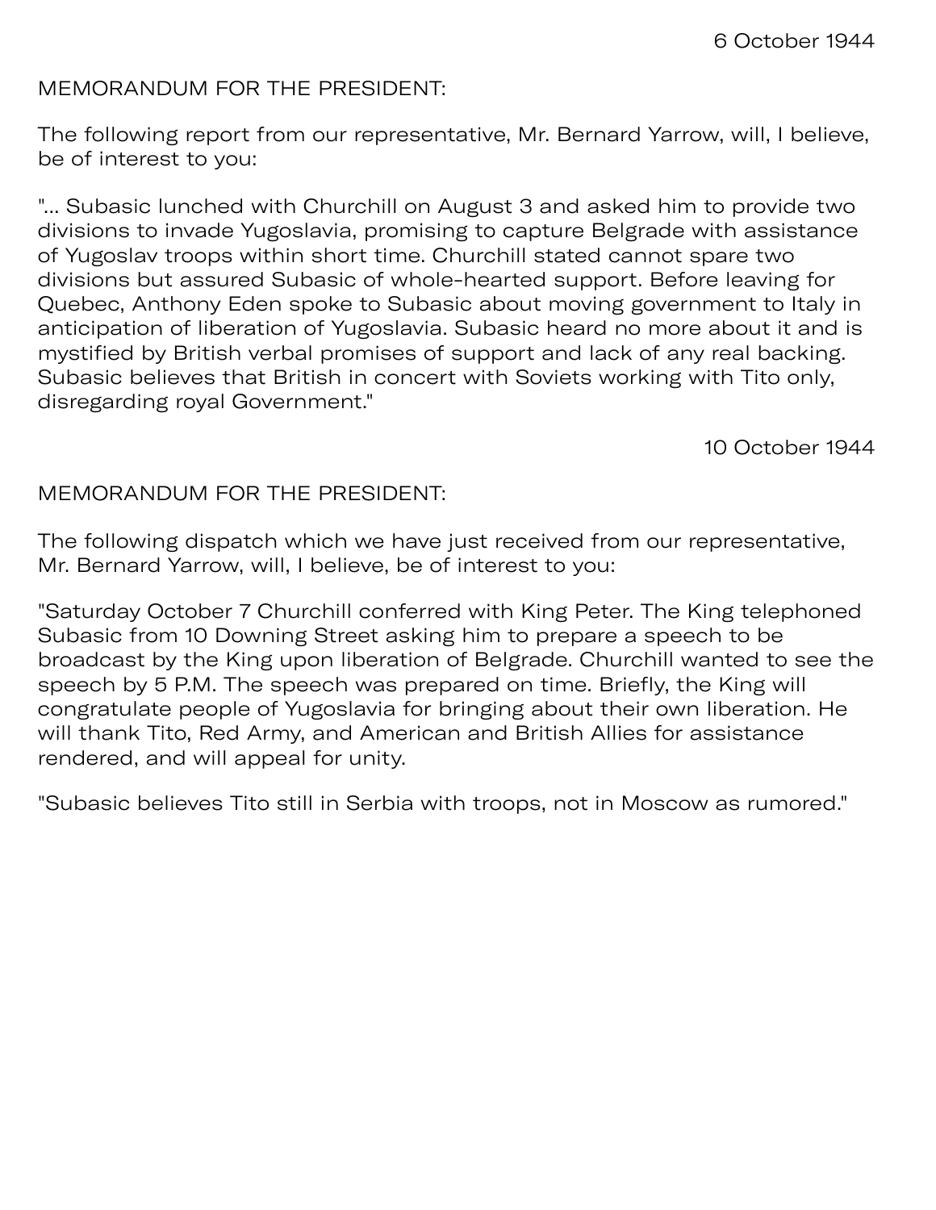6 October 1944

MEMORANDUM FOR THE PRESIDENT:

The following report from our representative, Mr. Bernard Yarrow, will, I believe, be of interest to you:

"... Subasic lunched with Churchill on August 3 and asked him to provide two divisions to invade Yugoslavia, promising to capture Belgrade with assistance of Yugoslav troops within short time. Churchill stated cannot spare two divisions but assured Subasic of whole-hearted support. Before leaving for Quebec, Anthony Eden spoke to Subasic about moving government to Italy in anticipation of liberation of Yugoslavia. Subasic heard no more about it and is mystified by British verbal promises of support and lack of any real backing. Subasic believes that British in concert with Soviets working with Tito only, disregarding royal Government."

10 October 1944

MEMORANDUM FOR THE PRESIDENT:

The following dispatch which we have just received from our representative, Mr. Bernard Yarrow, will, I believe, be of interest to you:

"Saturday October 7 Churchill conferred with King Peter. The King telephoned Subasic from 10 Downing Street asking him to prepare a speech to be broadcast by the King upon liberation of Belgrade. Churchill wanted to see the speech by 5 P.M. The speech was prepared on time. Briefly, the King will congratulate people of Yugoslavia for bringing about their own liberation. He will thank Tito, Red Army, and American and British Allies for assistance rendered, and will appeal for unity.

"Subasic believes Tito still in Serbia with troops, not in Moscow as rumored."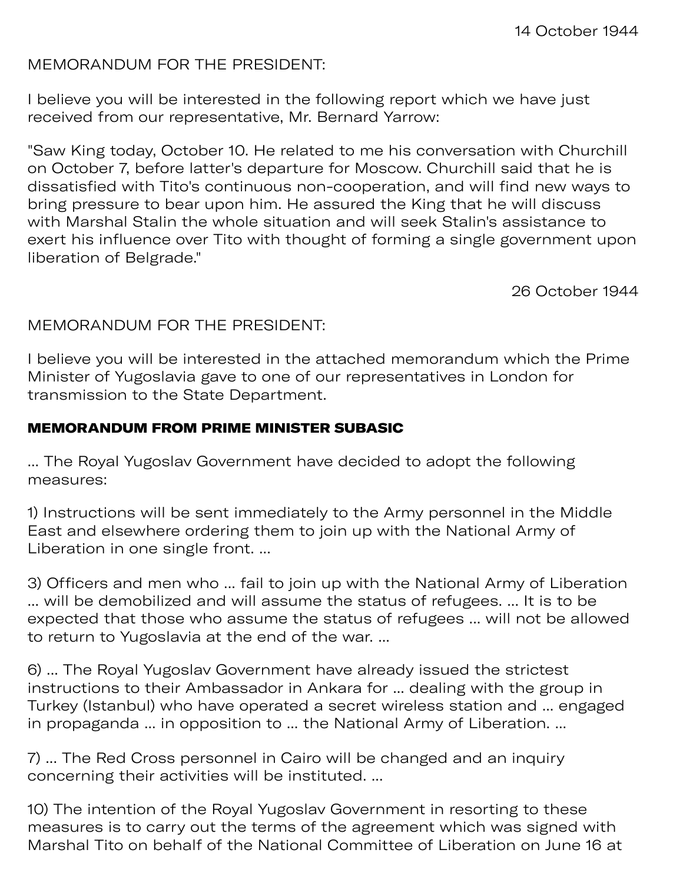14 October 1944

MEMORANDUM FOR THE PRESIDENT:

I believe you will be interested in the following report which we have just received from our representative, Mr. Bernard Yarrow:

"Saw King today, October 10. He related to me his conversation with Churchill on October 7, before latter's departure for Moscow. Churchill said that he is dissatisfied with Tito's continuous non-cooperation, and will find new ways to bring pressure to bear upon him. He assured the King that he will discuss with Marshal Stalin the whole situation and will seek Stalin's assistance to exert his influence over Tito with thought of forming a single government upon liberation of Belgrade."

26 October 1944

MEMORANDUM FOR THE PRESIDENT:

I believe you will be interested in the attached memorandum which the Prime Minister of Yugoslavia gave to one of our representatives in London for transmission to the State Department.

**MEMORANDUM FROM PRIME MINISTER SUBASIC**

... The Royal Yugoslav Government have decided to adopt the following measures:

1) Instructions will be sent immediately to the Army personnel in the Middle East and elsewhere ordering them to join up with the National Army of Liberation in one single front. ...

3) Officers and men who ... fail to join up with the National Army of Liberation ... will be demobilized and will assume the status of refugees. ... It is to be expected that those who assume the status of refugees ... will not be allowed to return to Yugoslavia at the end of the war. ...

6) ... The Royal Yugoslav Government have already issued the strictest instructions to their Ambassador in Ankara for ... dealing with the group in Turkey (Istanbul) who have operated a secret wireless station and ... engaged in propaganda ... in opposition to ... the National Army of Liberation. ...

7) ... The Red Cross personnel in Cairo will be changed and an inquiry concerning their activities will be instituted. ...

10) The intention of the Royal Yugoslav Government in resorting to these measures is to carry out the terms of the agreement which was signed with Marshal Tito on behalf of the National Committee of Liberation on June 16 at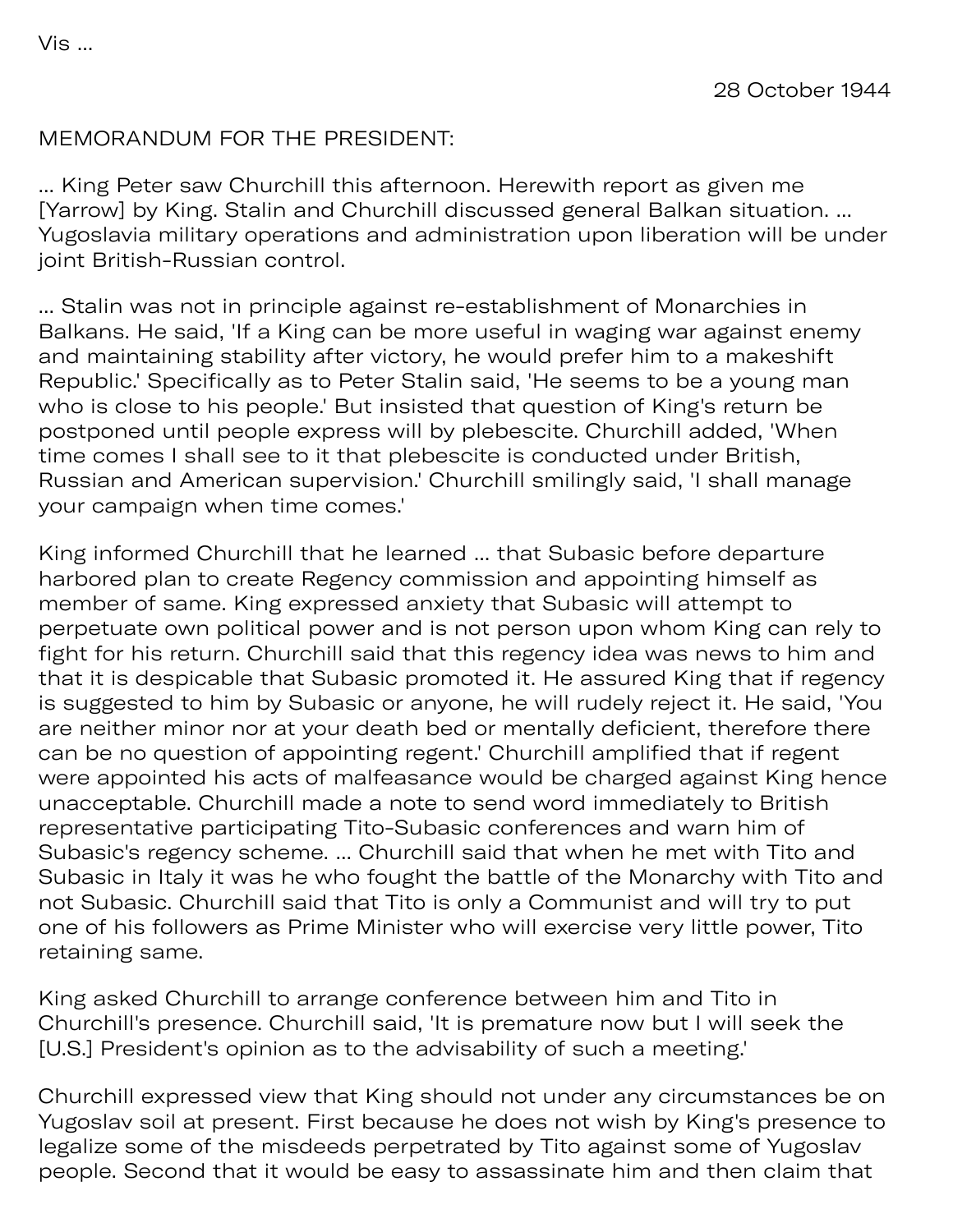Vis ...

28 October 1944

MEMORANDUM FOR THE PRESIDENT:

... King Peter saw Churchill this afternoon. Herewith report as given me [Yarrow] by King. Stalin and Churchill discussed general Balkan situation. ... Yugoslavia military operations and administration upon liberation will be under joint British-Russian control.

... Stalin was not in principle against re-establishment of Monarchies in Balkans. He said, 'If a King can be more useful in waging war against enemy and maintaining stability after victory, he would prefer him to a makeshift Republic.' Specifically as to Peter Stalin said, 'He seems to be a young man who is close to his people.' But insisted that question of King's return be postponed until people express will by plebescite. Churchill added, 'When time comes I shall see to it that plebescite is conducted under British, Russian and American supervision.' Churchill smilingly said, 'I shall manage your campaign when time comes.'

King informed Churchill that he learned ... that Subasic before departure harbored plan to create Regency commission and appointing himself as member of same. King expressed anxiety that Subasic will attempt to perpetuate own political power and is not person upon whom King can rely to fight for his return. Churchill said that this regency idea was news to him and that it is despicable that Subasic promoted it. He assured King that if regency is suggested to him by Subasic or anyone, he will rudely reject it. He said, 'You are neither minor nor at your death bed or mentally deficient, therefore there can be no question of appointing regent.' Churchill amplified that if regent were appointed his acts of malfeasance would be charged against King hence unacceptable. Churchill made a note to send word immediately to British representative participating Tito-Subasic conferences and warn him of Subasic's regency scheme. ... Churchill said that when he met with Tito and Subasic in Italy it was he who fought the battle of the Monarchy with Tito and not Subasic. Churchill said that Tito is only a Communist and will try to put one of his followers as Prime Minister who will exercise very little power, Tito retaining same.

King asked Churchill to arrange conference between him and Tito in Churchill's presence. Churchill said, 'It is premature now but I will seek the [U.S.] President's opinion as to the advisability of such a meeting.'

Churchill expressed view that King should not under any circumstances be on Yugoslav soil at present. First because he does not wish by King's presence to legalize some of the misdeeds perpetrated by Tito against some of Yugoslav people. Second that it would be easy to assassinate him and then claim that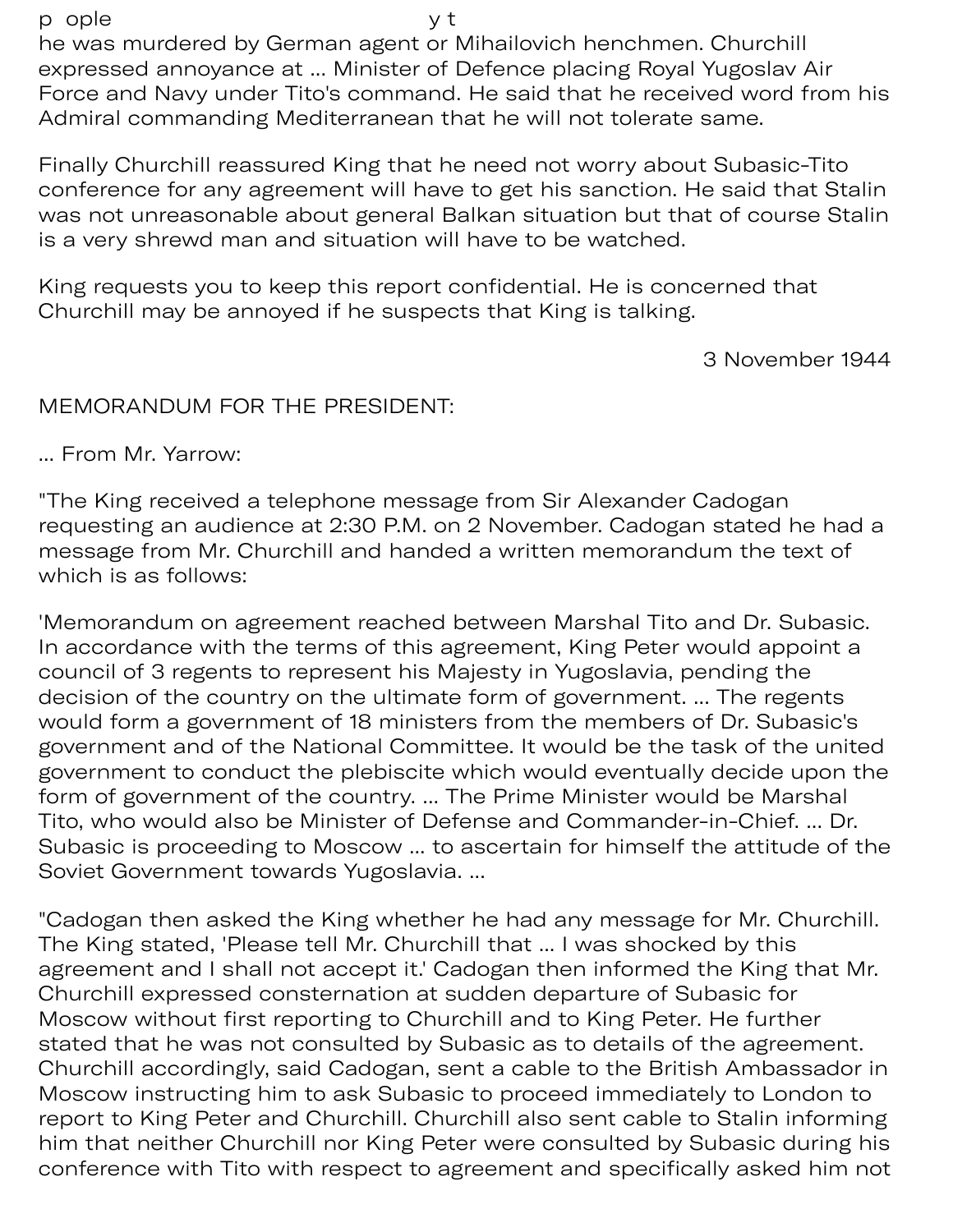he was murdered by German agent or Mihailovich henchmen. Churchill expressed annoyance at ... Minister of Defence placing Royal Yugoslav Air Force and Navy under Tito's command. He said that he received word from his Admiral commanding Mediterranean that he will not tolerate same.

Finally Churchill reassured King that he need not worry about Subasic-Tito conference for any agreement will have to get his sanction. He said that Stalin was not unreasonable about general Balkan situation but that of course Stalin is a very shrewd man and situation will have to be watched.

King requests you to keep this report confidential. He is concerned that Churchill may be annoyed if he suspects that King is talking.

3 November 1944

MEMORANDUM FOR THE PRESIDENT:

... From Mr. Yarrow:

"The King received a telephone message from Sir Alexander Cadogan requesting an audience at 2:30 P.M. on 2 November. Cadogan stated he had a message from Mr. Churchill and handed a written memorandum the text of which is as follows:

'Memorandum on agreement reached between Marshal Tito and Dr. Subasic. In accordance with the terms of this agreement, King Peter would appoint a council of 3 regents to represent his Majesty in Yugoslavia, pending the decision of the country on the ultimate form of government. ... The regents would form a government of 18 ministers from the members of Dr. Subasic's government and of the National Committee. It would be the task of the united government to conduct the plebiscite which would eventually decide upon the form of government of the country. ... The Prime Minister would be Marshal Tito, who would also be Minister of Defense and Commander-in-Chief. ... Dr. Subasic is proceeding to Moscow ... to ascertain for himself the attitude of the Soviet Government towards Yugoslavia. ...

"Cadogan then asked the King whether he had any message for Mr. Churchill. The King stated, 'Please tell Mr. Churchill that ... I was shocked by this agreement and I shall not accept it.' Cadogan then informed the King that Mr. Churchill expressed consternation at sudden departure of Subasic for Moscow without first reporting to Churchill and to King Peter. He further stated that he was not consulted by Subasic as to details of the agreement. Churchill accordingly, said Cadogan, sent a cable to the British Ambassador in Moscow instructing him to ask Subasic to proceed immediately to London to report to King Peter and Churchill. Churchill also sent cable to Stalin informing him that neither Churchill nor King Peter were consulted by Subasic during his conference with Tito with respect to agreement and specifically asked him not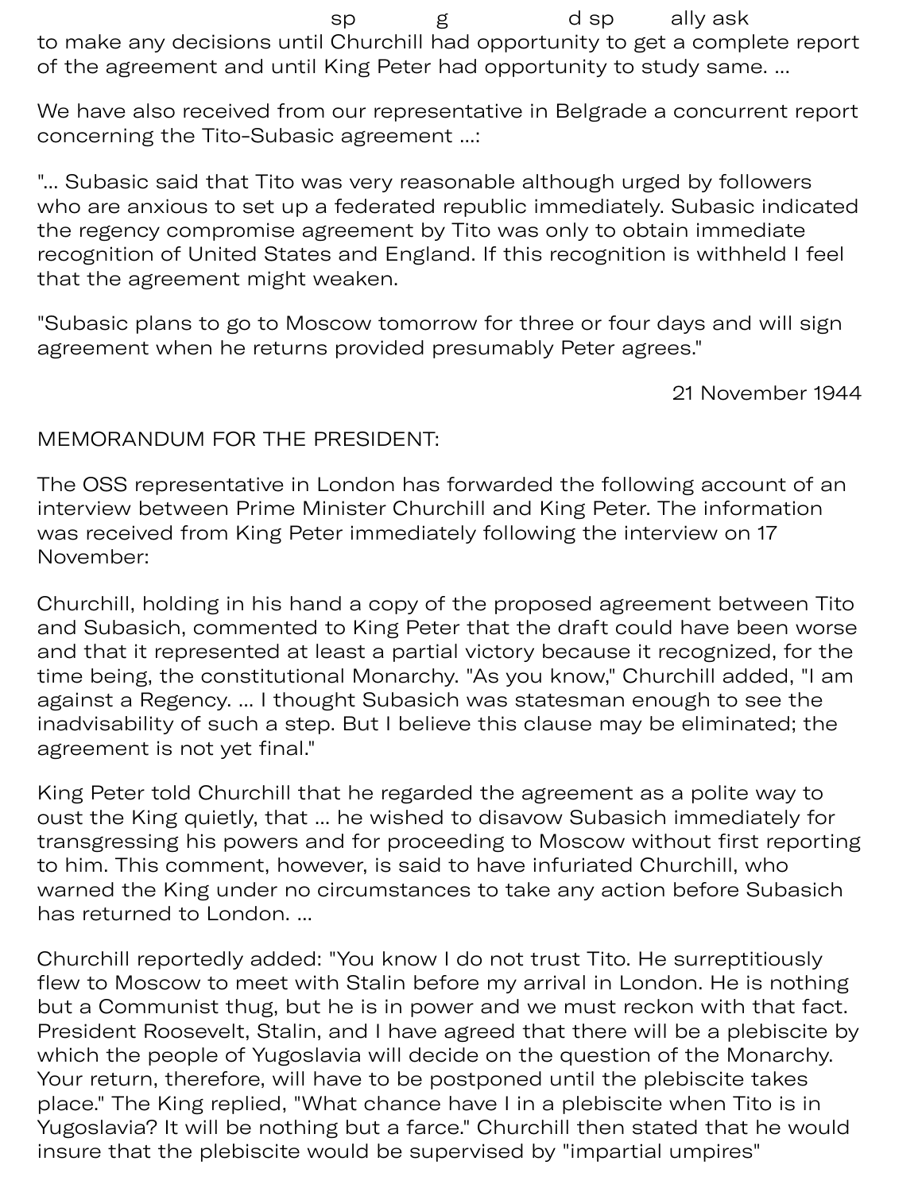sp g d sp ally ask to make any decisions until Churchill had opportunity to get a complete report of the agreement and until King Peter had opportunity to study same. ...

We have also received from our representative in Belgrade a concurrent report concerning the Tito-Subasic agreement ...:

"... Subasic said that Tito was very reasonable although urged by followers who are anxious to set up a federated republic immediately. Subasic indicated the regency compromise agreement by Tito was only to obtain immediate recognition of United States and England. If this recognition is withheld I feel that the agreement might weaken.

"Subasic plans to go to Moscow tomorrow for three or four days and will sign agreement when he returns provided presumably Peter agrees."

21 November 1944

MEMORANDUM FOR THE PRESIDENT:

The OSS representative in London has forwarded the following account of an interview between Prime Minister Churchill and King Peter. The information was received from King Peter immediately following the interview on 17 November:

Churchill, holding in his hand a copy of the proposed agreement between Tito and Subasich, commented to King Peter that the draft could have been worse and that it represented at least a partial victory because it recognized, for the time being, the constitutional Monarchy. "As you know," Churchill added, "I am against a Regency. ... I thought Subasich was statesman enough to see the inadvisability of such a step. But I believe this clause may be eliminated; the agreement is not yet final."

King Peter told Churchill that he regarded the agreement as a polite way to oust the King quietly, that ... he wished to disavow Subasich immediately for transgressing his powers and for proceeding to Moscow without first reporting to him. This comment, however, is said to have infuriated Churchill, who warned the King under no circumstances to take any action before Subasich has returned to London. ...

Churchill reportedly added: "You know I do not trust Tito. He surreptitiously flew to Moscow to meet with Stalin before my arrival in London. He is nothing but a Communist thug, but he is in power and we must reckon with that fact. President Roosevelt, Stalin, and I have agreed that there will be a plebiscite by which the people of Yugoslavia will decide on the question of the Monarchy. Your return, therefore, will have to be postponed until the plebiscite takes place." The King replied, "What chance have I in a plebiscite when Tito is in Yugoslavia? It will be nothing but a farce." Churchill then stated that he would insure that the plebiscite would be supervised by "impartial umpires"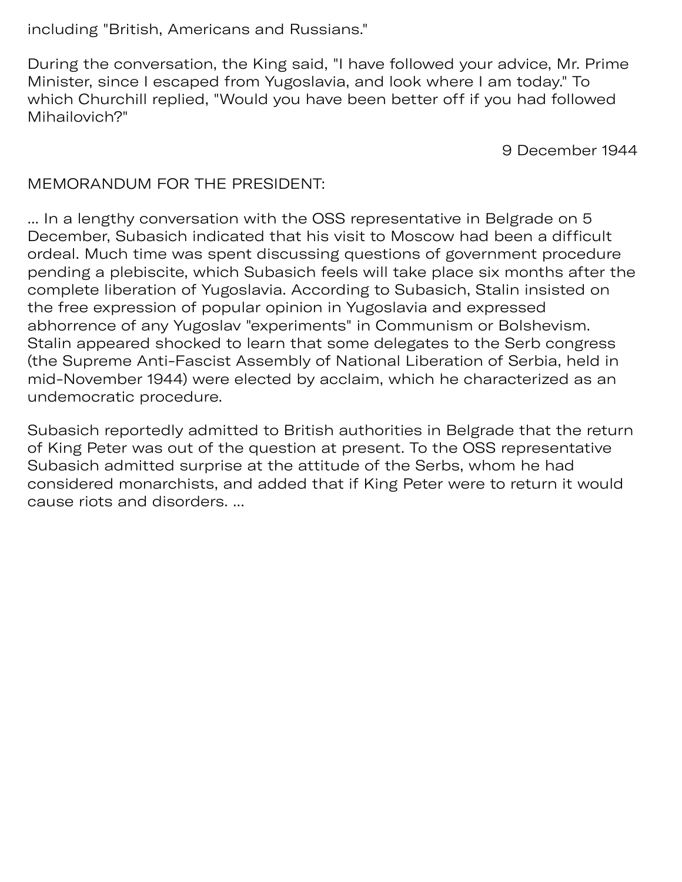including "British, Americans and Russians."

During the conversation, the King said, "I have followed your advice, Mr. Prime Minister, since I escaped from Yugoslavia, and look where I am today." To which Churchill replied, "Would you have been better off if you had followed Mihailovich?"

9 December 1944

MEMORANDUM FOR THE PRESIDENT:

... In a lengthy conversation with the OSS representative in Belgrade on 5 December, Subasich indicated that his visit to Moscow had been a difficult ordeal. Much time was spent discussing questions of government procedure pending a plebiscite, which Subasich feels will take place six months after the complete liberation of Yugoslavia. According to Subasich, Stalin insisted on the free expression of popular opinion in Yugoslavia and expressed abhorrence of any Yugoslav "experiments" in Communism or Bolshevism. Stalin appeared shocked to learn that some delegates to the Serb congress (the Supreme Anti-Fascist Assembly of National Liberation of Serbia, held in mid-November 1944) were elected by acclaim, which he characterized as an undemocratic procedure.

Subasich reportedly admitted to British authorities in Belgrade that the return of King Peter was out of the question at present. To the OSS representative Subasich admitted surprise at the attitude of the Serbs, whom he had considered monarchists, and added that if King Peter were to return it would cause riots and disorders. ...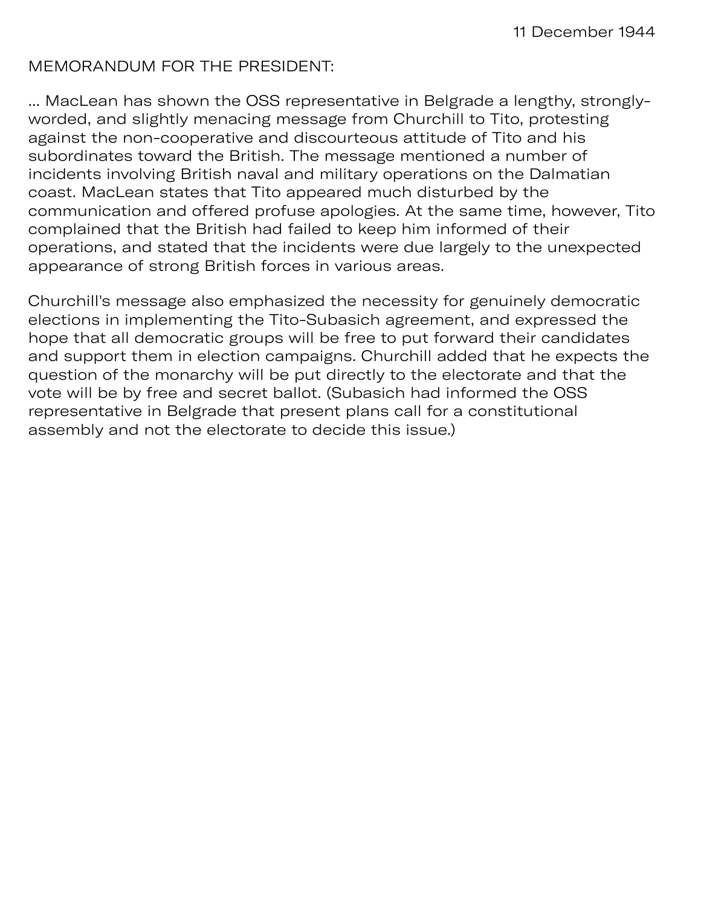11 December 1944

MEMORANDUM FOR THE PRESIDENT:

... MacLean has shown the OSS representative in Belgrade a lengthy, strongly-worded, and slightly menacing message from Churchill to Tito, protesting against the non-cooperative and discourteous attitude of Tito and his subordinates toward the British. The message mentioned a number of incidents involving British naval and military operations on the Dalmatian coast. MacLean states that Tito appeared much disturbed by the communication and offered profuse apologies. At the same time, however, Tito complained that the British had failed to keep him informed of their operations, and stated that the incidents were due largely to the unexpected appearance of strong British forces in various areas.

Churchill's message also emphasized the necessity for genuinely democratic elections in implementing the Tito-Subasich agreement, and expressed the hope that all democratic groups will be free to put forward their candidates and support them in election campaigns. Churchill added that he expects the question of the monarchy will be put directly to the electorate and that the vote will be by free and secret ballot. (Subasich had informed the OSS representative in Belgrade that present plans call for a constitutional assembly and not the electorate to decide this issue.)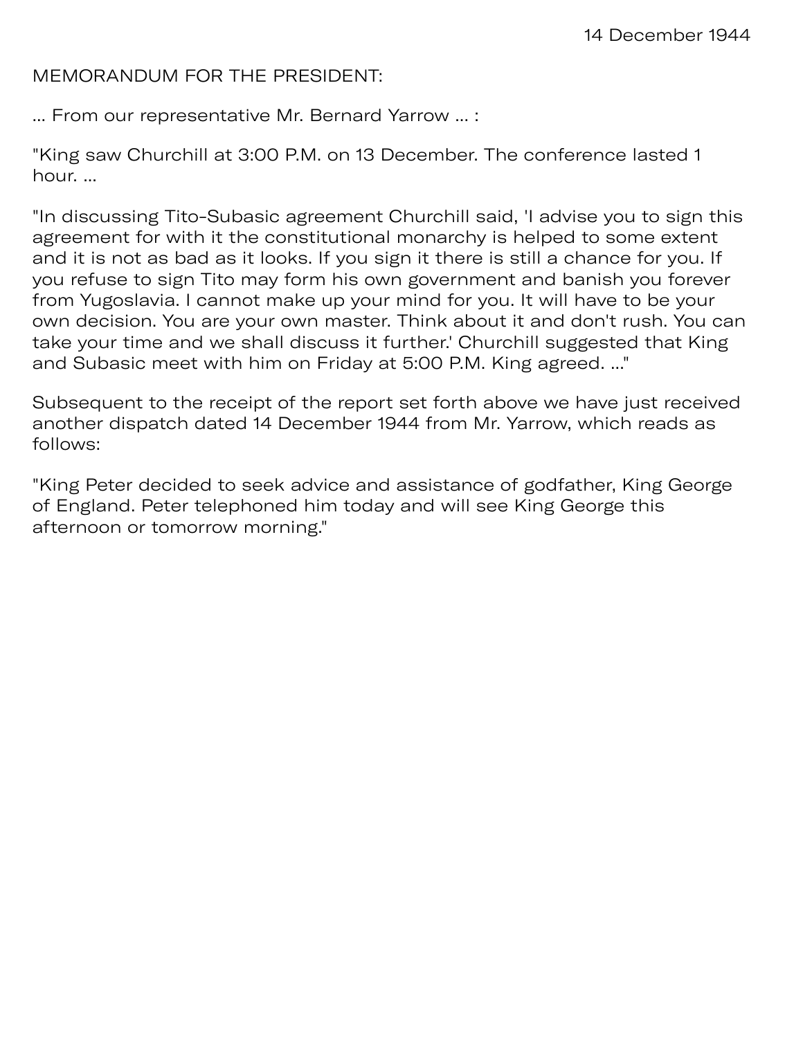14 December 1944

MEMORANDUM FOR THE PRESIDENT:

... From our representative Mr. Bernard Yarrow ... :

"King saw Churchill at 3:00 P.M. on 13 December. The conference lasted 1 hour. ...

"In discussing Tito-Subasic agreement Churchill said, 'I advise you to sign this agreement for with it the constitutional monarchy is helped to some extent and it is not as bad as it looks. If you sign it there is still a chance for you. If you refuse to sign Tito may form his own government and banish you forever from Yugoslavia. I cannot make up your mind for you. It will have to be your own decision. You are your own master. Think about it and don't rush. You can take your time and we shall discuss it further.' Churchill suggested that King and Subasic meet with him on Friday at 5:00 P.M. King agreed. ..."

Subsequent to the receipt of the report set forth above we have just received another dispatch dated 14 December 1944 from Mr. Yarrow, which reads as follows:

"King Peter decided to seek advice and assistance of godfather, King George of England. Peter telephoned him today and will see King George this afternoon or tomorrow morning."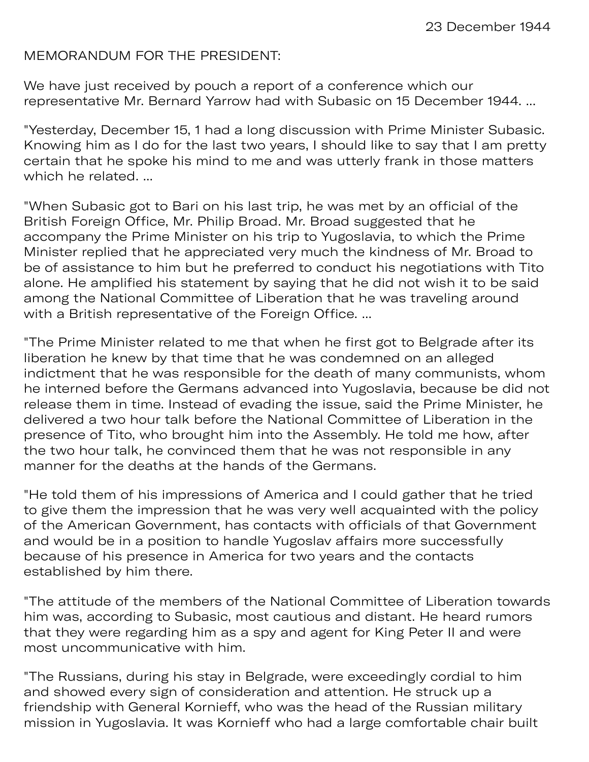23 December 1944

MEMORANDUM FOR THE PRESIDENT:

We have just received by pouch a report of a conference which our representative Mr. Bernard Yarrow had with Subasic on 15 December 1944. ...

"Yesterday, December 15, 1 had a long discussion with Prime Minister Subasic. Knowing him as I do for the last two years, I should like to say that I am pretty certain that he spoke his mind to me and was utterly frank in those matters which he related. ...

"When Subasic got to Bari on his last trip, he was met by an official of the British Foreign Office, Mr. Philip Broad. Mr. Broad suggested that he accompany the Prime Minister on his trip to Yugoslavia, to which the Prime Minister replied that he appreciated very much the kindness of Mr. Broad to be of assistance to him but he preferred to conduct his negotiations with Tito alone. He amplified his statement by saying that he did not wish it to be said among the National Committee of Liberation that he was traveling around with a British representative of the Foreign Office. ...

"The Prime Minister related to me that when he first got to Belgrade after its liberation he knew by that time that he was condemned on an alleged indictment that he was responsible for the death of many communists, whom he interned before the Germans advanced into Yugoslavia, because be did not release them in time. Instead of evading the issue, said the Prime Minister, he delivered a two hour talk before the National Committee of Liberation in the presence of Tito, who brought him into the Assembly. He told me how, after the two hour talk, he convinced them that he was not responsible in any manner for the deaths at the hands of the Germans.

"He told them of his impressions of America and I could gather that he tried to give them the impression that he was very well acquainted with the policy of the American Government, has contacts with officials of that Government and would be in a position to handle Yugoslav affairs more successfully because of his presence in America for two years and the contacts established by him there.

"The attitude of the members of the National Committee of Liberation towards him was, according to Subasic, most cautious and distant. He heard rumors that they were regarding him as a spy and agent for King Peter II and were most uncommunicative with him.

"The Russians, during his stay in Belgrade, were exceedingly cordial to him and showed every sign of consideration and attention. He struck up a friendship with General Kornieff, who was the head of the Russian military mission in Yugoslavia. It was Kornieff who had a large comfortable chair built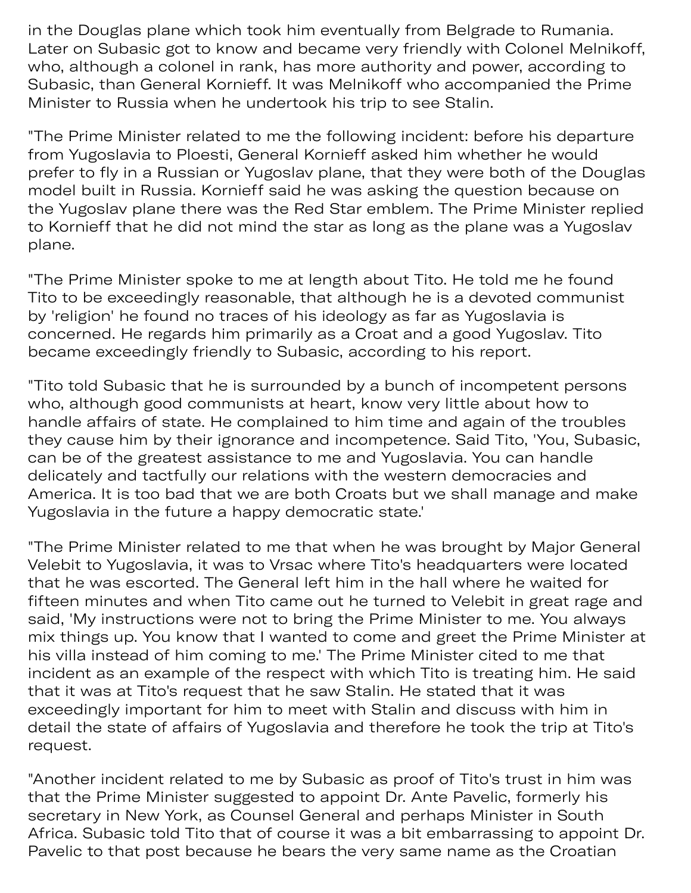in the Douglas plane which took him eventually from Belgrade to Rumania. Later on Subasic got to know and became very friendly with Colonel Melnikoff, who, although a colonel in rank, has more authority and power, according to Subasic, than General Kornieff. It was Melnikoff who accompanied the Prime Minister to Russia when he undertook his trip to see Stalin.

"The Prime Minister related to me the following incident: before his departure from Yugoslavia to Ploesti, General Kornieff asked him whether he would prefer to fly in a Russian or Yugoslav plane, that they were both of the Douglas model built in Russia. Kornieff said he was asking the question because on the Yugoslav plane there was the Red Star emblem. The Prime Minister replied to Kornieff that he did not mind the star as long as the plane was a Yugoslav plane.

"The Prime Minister spoke to me at length about Tito. He told me he found Tito to be exceedingly reasonable, that although he is a devoted communist by 'religion' he found no traces of his ideology as far as Yugoslavia is concerned. He regards him primarily as a Croat and a good Yugoslav. Tito became exceedingly friendly to Subasic, according to his report.

"Tito told Subasic that he is surrounded by a bunch of incompetent persons who, although good communists at heart, know very little about how to handle affairs of state. He complained to him time and again of the troubles they cause him by their ignorance and incompetence. Said Tito, 'You, Subasic, can be of the greatest assistance to me and Yugoslavia. You can handle delicately and tactfully our relations with the western democracies and America. It is too bad that we are both Croats but we shall manage and make Yugoslavia in the future a happy democratic state.'

"The Prime Minister related to me that when he was brought by Major General Velebit to Yugoslavia, it was to Vrsac where Tito's headquarters were located that he was escorted. The General left him in the hall where he waited for fifteen minutes and when Tito came out he turned to Velebit in great rage and said, 'My instructions were not to bring the Prime Minister to me. You always mix things up. You know that I wanted to come and greet the Prime Minister at his villa instead of him coming to me.' The Prime Minister cited to me that incident as an example of the respect with which Tito is treating him. He said that it was at Tito's request that he saw Stalin. He stated that it was exceedingly important for him to meet with Stalin and discuss with him in detail the state of affairs of Yugoslavia and therefore he took the trip at Tito's request.

"Another incident related to me by Subasic as proof of Tito's trust in him was that the Prime Minister suggested to appoint Dr. Ante Pavelic, formerly his secretary in New York, as Counsel General and perhaps Minister in South Africa. Subasic told Tito that of course it was a bit embarrassing to appoint Dr. Pavelic to that post because he bears the very same name as the Croatian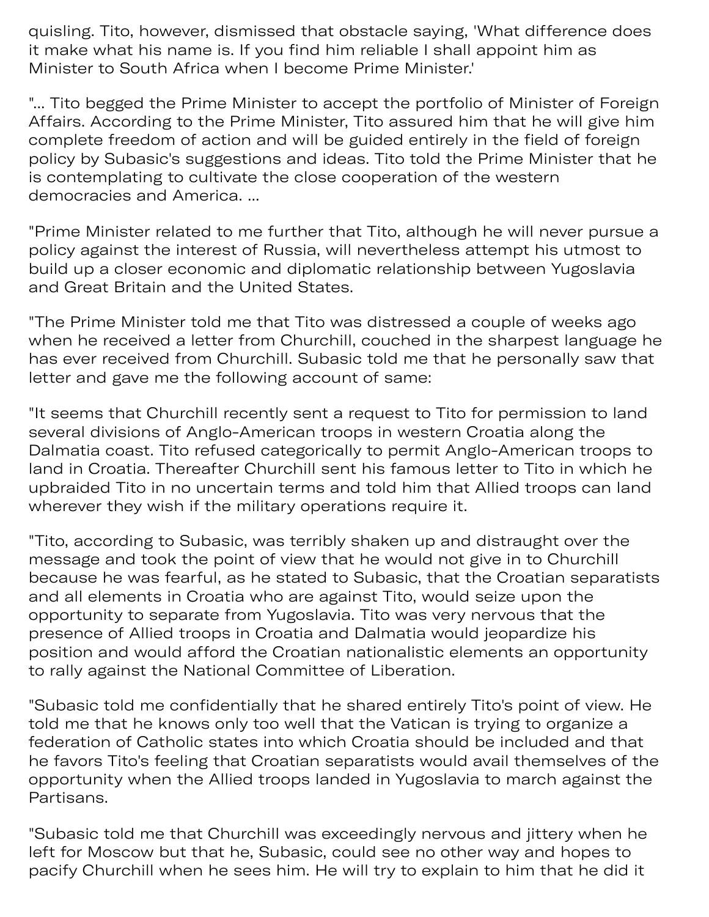quisling. Tito, however, dismissed that obstacle saying, 'What difference does it make what his name is. If you find him reliable I shall appoint him as Minister to South Africa when I become Prime Minister.'

"... Tito begged the Prime Minister to accept the portfolio of Minister of Foreign Affairs. According to the Prime Minister, Tito assured him that he will give him complete freedom of action and will be guided entirely in the field of foreign policy by Subasic's suggestions and ideas. Tito told the Prime Minister that he is contemplating to cultivate the close cooperation of the western democracies and America. ...

"Prime Minister related to me further that Tito, although he will never pursue a policy against the interest of Russia, will nevertheless attempt his utmost to build up a closer economic and diplomatic relationship between Yugoslavia and Great Britain and the United States.

"The Prime Minister told me that Tito was distressed a couple of weeks ago when he received a letter from Churchill, couched in the sharpest language he has ever received from Churchill. Subasic told me that he personally saw that letter and gave me the following account of same:

"It seems that Churchill recently sent a request to Tito for permission to land several divisions of Anglo-American troops in western Croatia along the Dalmatia coast. Tito refused categorically to permit Anglo-American troops to land in Croatia. Thereafter Churchill sent his famous letter to Tito in which he upbraided Tito in no uncertain terms and told him that Allied troops can land wherever they wish if the military operations require it.

"Tito, according to Subasic, was terribly shaken up and distraught over the message and took the point of view that he would not give in to Churchill because he was fearful, as he stated to Subasic, that the Croatian separatists and all elements in Croatia who are against Tito, would seize upon the opportunity to separate from Yugoslavia. Tito was very nervous that the presence of Allied troops in Croatia and Dalmatia would jeopardize his position and would afford the Croatian nationalistic elements an opportunity to rally against the National Committee of Liberation.

"Subasic told me confidentially that he shared entirely Tito's point of view. He told me that he knows only too well that the Vatican is trying to organize a federation of Catholic states into which Croatia should be included and that he favors Tito's feeling that Croatian separatists would avail themselves of the opportunity when the Allied troops landed in Yugoslavia to march against the Partisans.

"Subasic told me that Churchill was exceedingly nervous and jittery when he left for Moscow but that he, Subasic, could see no other way and hopes to pacify Churchill when he sees him. He will try to explain to him that he did it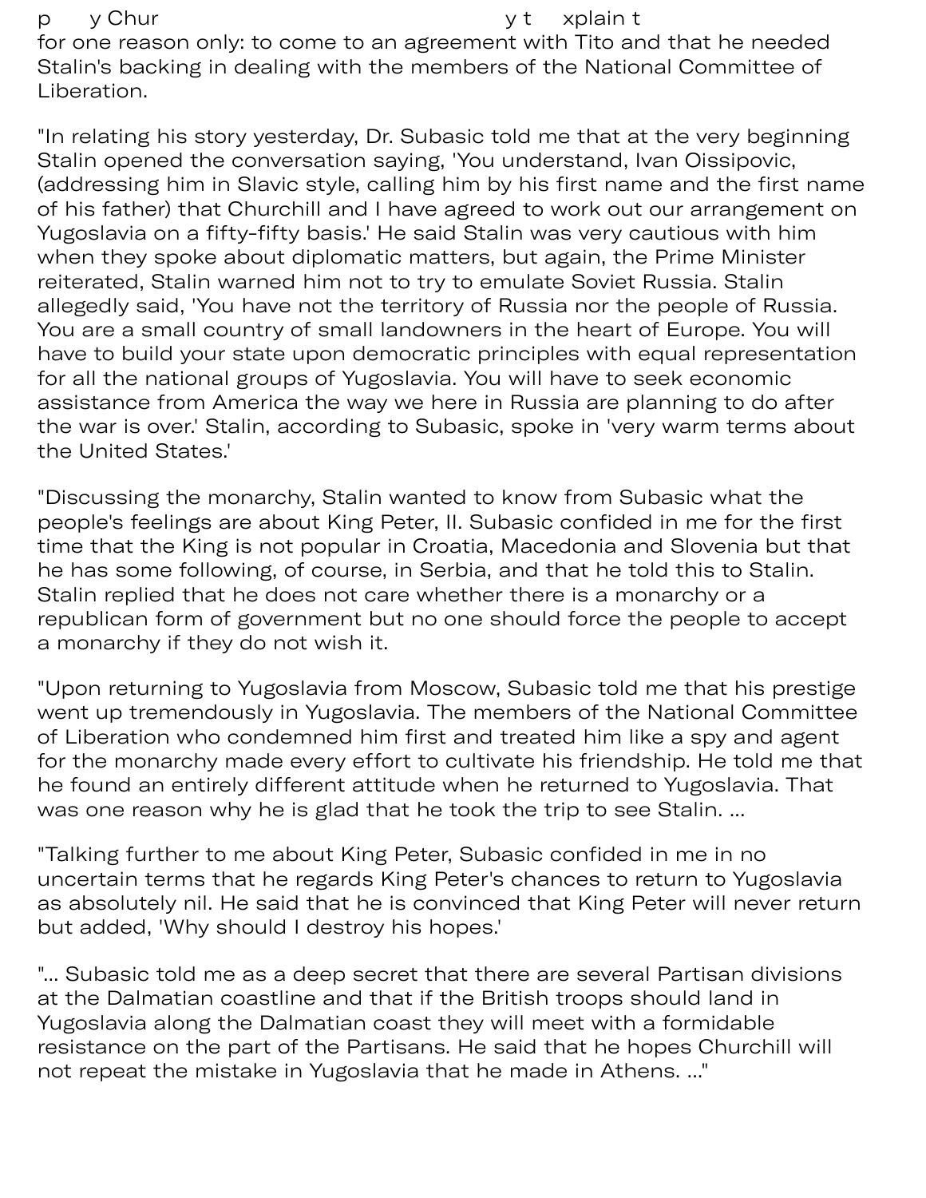p y Chur y t xplain t
for one reason only: to come to an agreement with Tito and that he needed Stalin's backing in dealing with the members of the National Committee of Liberation.

"In relating his story yesterday, Dr. Subasic told me that at the very beginning Stalin opened the conversation saying, 'You understand, Ivan Oissipovic, (addressing him in Slavic style, calling him by his first name and the first name of his father) that Churchill and I have agreed to work out our arrangement on Yugoslavia on a fifty-fifty basis.' He said Stalin was very cautious with him when they spoke about diplomatic matters, but again, the Prime Minister reiterated, Stalin warned him not to try to emulate Soviet Russia. Stalin allegedly said, 'You have not the territory of Russia nor the people of Russia. You are a small country of small landowners in the heart of Europe. You will have to build your state upon democratic principles with equal representation for all the national groups of Yugoslavia. You will have to seek economic assistance from America the way we here in Russia are planning to do after the war is over.' Stalin, according to Subasic, spoke in 'very warm terms about the United States.'

"Discussing the monarchy, Stalin wanted to know from Subasic what the people's feelings are about King Peter, II. Subasic confided in me for the first time that the King is not popular in Croatia, Macedonia and Slovenia but that he has some following, of course, in Serbia, and that he told this to Stalin. Stalin replied that he does not care whether there is a monarchy or a republican form of government but no one should force the people to accept a monarchy if they do not wish it.

"Upon returning to Yugoslavia from Moscow, Subasic told me that his prestige went up tremendously in Yugoslavia. The members of the National Committee of Liberation who condemned him first and treated him like a spy and agent for the monarchy made every effort to cultivate his friendship. He told me that he found an entirely different attitude when he returned to Yugoslavia. That was one reason why he is glad that he took the trip to see Stalin. ...

"Talking further to me about King Peter, Subasic confided in me in no uncertain terms that he regards King Peter's chances to return to Yugoslavia as absolutely nil. He said that he is convinced that King Peter will never return but added, 'Why should I destroy his hopes.'

"... Subasic told me as a deep secret that there are several Partisan divisions at the Dalmatian coastline and that if the British troops should land in Yugoslavia along the Dalmatian coast they will meet with a formidable resistance on the part of the Partisans. He said that he hopes Churchill will not repeat the mistake in Yugoslavia that he made in Athens. ..."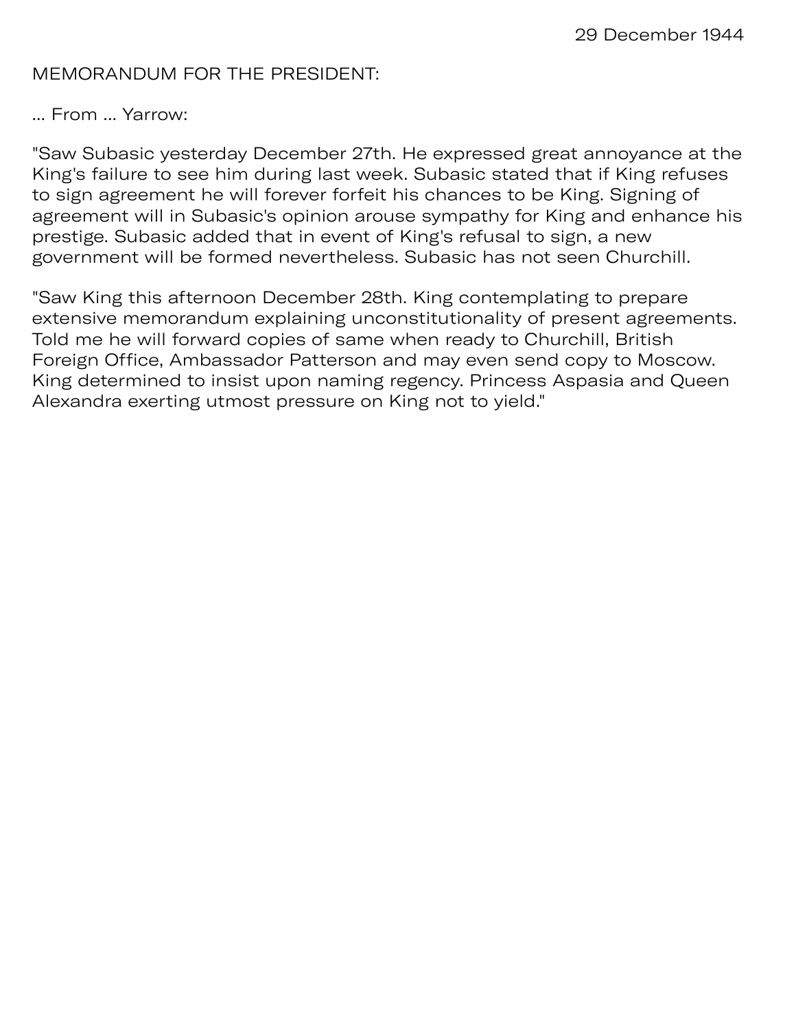29 December 1944

MEMORANDUM FOR THE PRESIDENT:

... From ... Yarrow:

"Saw Subasic yesterday December 27th. He expressed great annoyance at the King's failure to see him during last week. Subasic stated that if King refuses to sign agreement he will forever forfeit his chances to be King. Signing of agreement will in Subasic's opinion arouse sympathy for King and enhance his prestige. Subasic added that in event of King's refusal to sign, a new government will be formed nevertheless. Subasic has not seen Churchill.

"Saw King this afternoon December 28th. King contemplating to prepare extensive memorandum explaining unconstitutionality of present agreements. Told me he will forward copies of same when ready to Churchill, British Foreign Office, Ambassador Patterson and may even send copy to Moscow. King determined to insist upon naming regency. Princess Aspasia and Queen Alexandra exerting utmost pressure on King not to yield."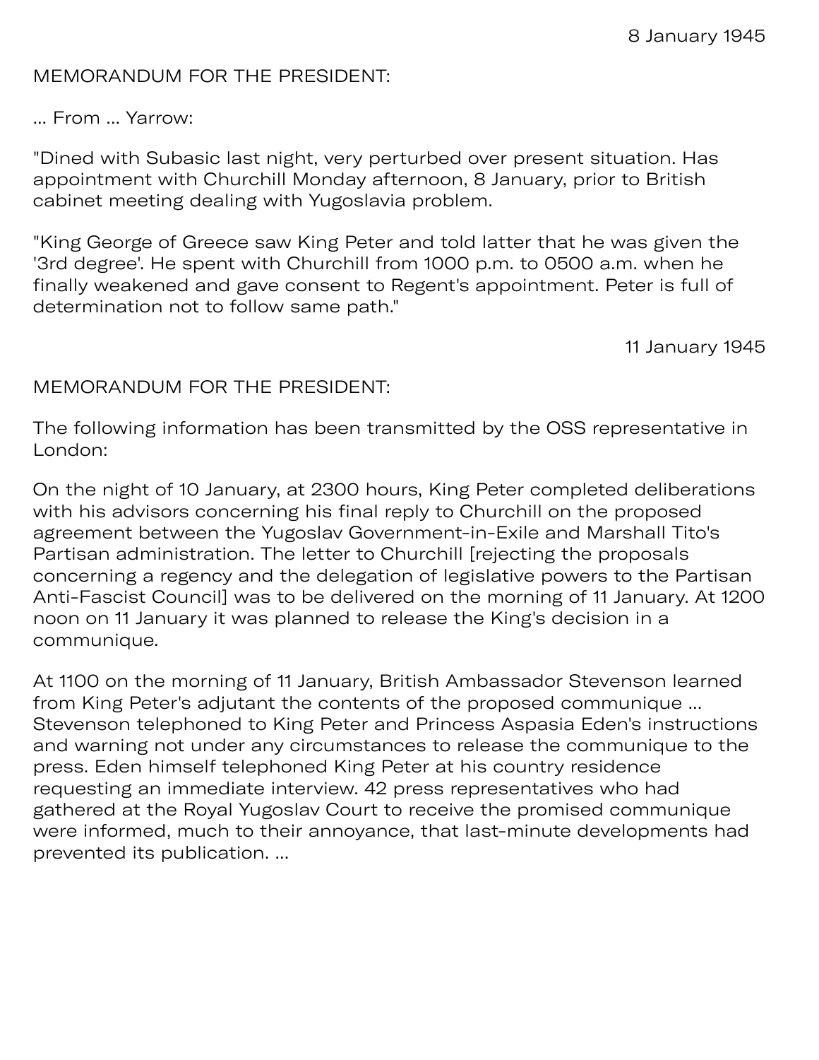8 January 1945

MEMORANDUM FOR THE PRESIDENT:

... From ... Yarrow:

"Dined with Subasic last night, very perturbed over present situation. Has appointment with Churchill Monday afternoon, 8 January, prior to British cabinet meeting dealing with Yugoslavia problem.

"King George of Greece saw King Peter and told latter that he was given the '3rd degree'. He spent with Churchill from 1000 p.m. to 0500 a.m. when he finally weakened and gave consent to Regent's appointment. Peter is full of determination not to follow same path."

11 January 1945

MEMORANDUM FOR THE PRESIDENT:

The following information has been transmitted by the OSS representative in London:

On the night of 10 January, at 2300 hours, King Peter completed deliberations with his advisors concerning his final reply to Churchill on the proposed agreement between the Yugoslav Government-in-Exile and Marshall Tito's Partisan administration. The letter to Churchill [rejecting the proposals concerning a regency and the delegation of legislative powers to the Partisan Anti-Fascist Council] was to be delivered on the morning of 11 January. At 1200 noon on 11 January it was planned to release the King's decision in a communique.

At 1100 on the morning of 11 January, British Ambassador Stevenson learned from King Peter's adjutant the contents of the proposed communique ... Stevenson telephoned to King Peter and Princess Aspasia Eden's instructions and warning not under any circumstances to release the communique to the press. Eden himself telephoned King Peter at his country residence requesting an immediate interview. 42 press representatives who had gathered at the Royal Yugoslav Court to receive the promised communique were informed, much to their annoyance, that last-minute developments had prevented its publication. ...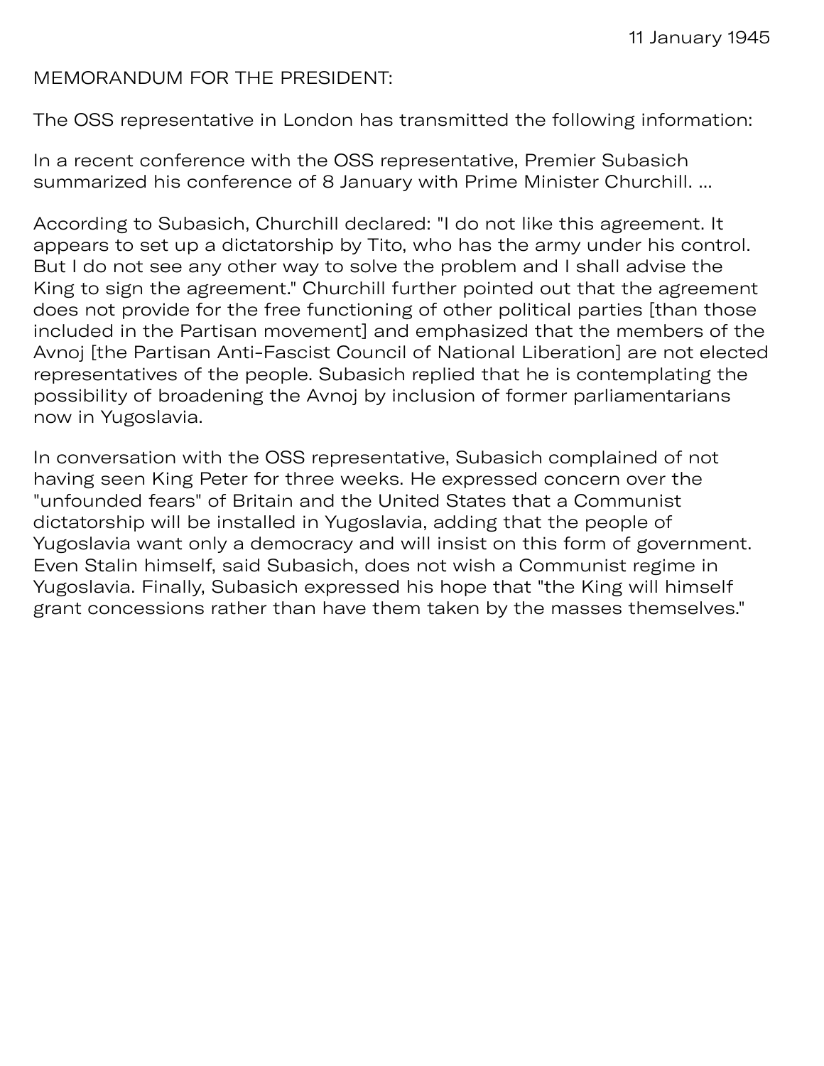11 January 1945

MEMORANDUM FOR THE PRESIDENT:

The OSS representative in London has transmitted the following information:

In a recent conference with the OSS representative, Premier Subasich summarized his conference of 8 January with Prime Minister Churchill. ...

According to Subasich, Churchill declared: "I do not like this agreement. It appears to set up a dictatorship by Tito, who has the army under his control. But I do not see any other way to solve the problem and I shall advise the King to sign the agreement." Churchill further pointed out that the agreement does not provide for the free functioning of other political parties [than those included in the Partisan movement] and emphasized that the members of the Avnoj [the Partisan Anti-Fascist Council of National Liberation] are not elected representatives of the people. Subasich replied that he is contemplating the possibility of broadening the Avnoj by inclusion of former parliamentarians now in Yugoslavia.

In conversation with the OSS representative, Subasich complained of not having seen King Peter for three weeks. He expressed concern over the "unfounded fears" of Britain and the United States that a Communist dictatorship will be installed in Yugoslavia, adding that the people of Yugoslavia want only a democracy and will insist on this form of government. Even Stalin himself, said Subasich, does not wish a Communist regime in Yugoslavia. Finally, Subasich expressed his hope that "the King will himself grant concessions rather than have them taken by the masses themselves."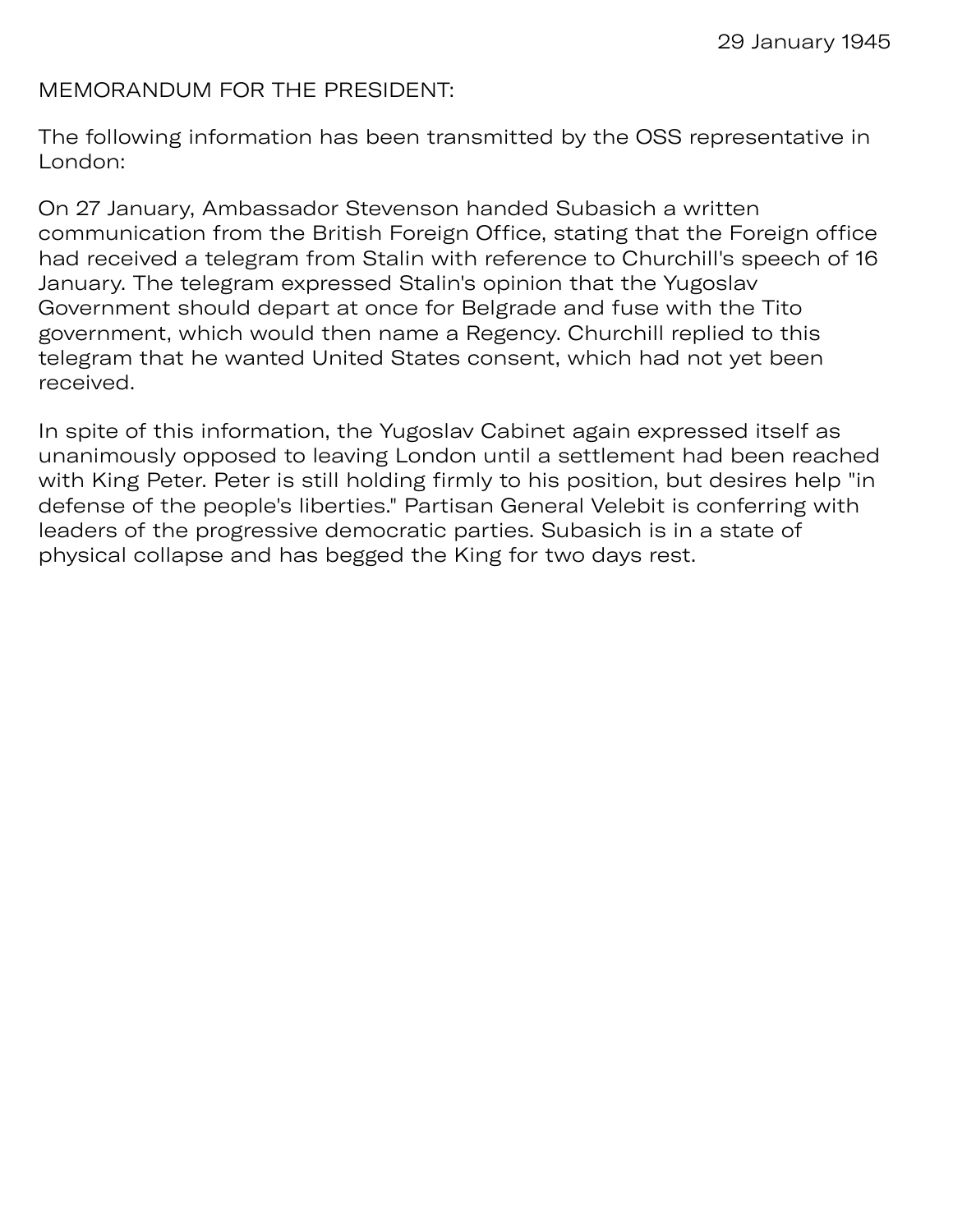29 January 1945

MEMORANDUM FOR THE PRESIDENT:

The following information has been transmitted by the OSS representative in London:

On 27 January, Ambassador Stevenson handed Subasich a written communication from the British Foreign Office, stating that the Foreign office had received a telegram from Stalin with reference to Churchill's speech of 16 January. The telegram expressed Stalin's opinion that the Yugoslav Government should depart at once for Belgrade and fuse with the Tito government, which would then name a Regency. Churchill replied to this telegram that he wanted United States consent, which had not yet been received.

In spite of this information, the Yugoslav Cabinet again expressed itself as unanimously opposed to leaving London until a settlement had been reached with King Peter. Peter is still holding firmly to his position, but desires help "in defense of the people's liberties." Partisan General Velebit is conferring with leaders of the progressive democratic parties. Subasich is in a state of physical collapse and has begged the King for two days rest.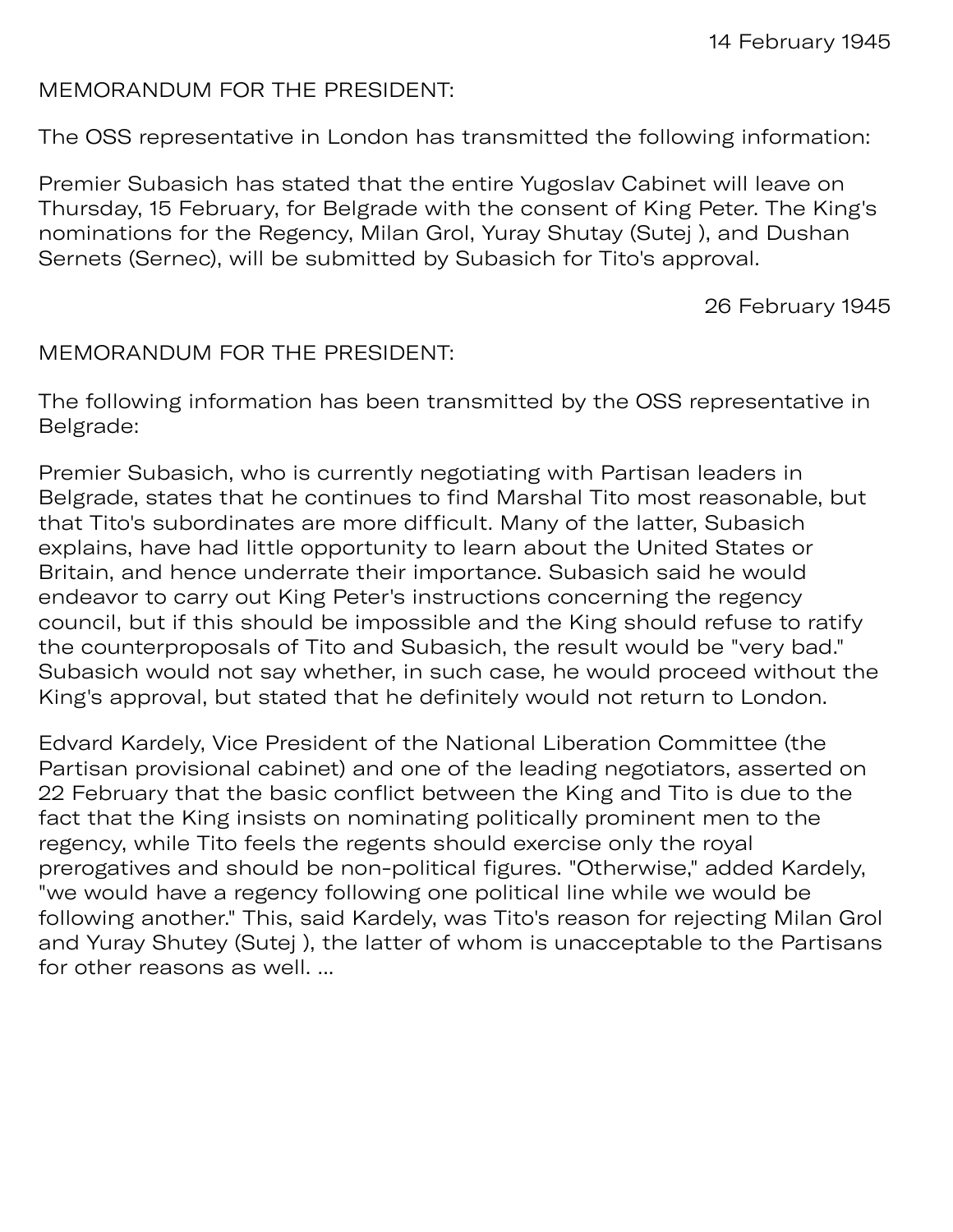14 February 1945

MEMORANDUM FOR THE PRESIDENT:

The OSS representative in London has transmitted the following information:

Premier Subasich has stated that the entire Yugoslav Cabinet will leave on Thursday, 15 February, for Belgrade with the consent of King Peter. The King's nominations for the Regency, Milan Grol, Yuray Shutay (Sutej ), and Dushan Sernets (Sernec), will be submitted by Subasich for Tito's approval.

26 February 1945

MEMORANDUM FOR THE PRESIDENT:

The following information has been transmitted by the OSS representative in Belgrade:

Premier Subasich, who is currently negotiating with Partisan leaders in Belgrade, states that he continues to find Marshal Tito most reasonable, but that Tito's subordinates are more difficult. Many of the latter, Subasich explains, have had little opportunity to learn about the United States or Britain, and hence underrate their importance. Subasich said he would endeavor to carry out King Peter's instructions concerning the regency council, but if this should be impossible and the King should refuse to ratify the counterproposals of Tito and Subasich, the result would be "very bad." Subasich would not say whether, in such case, he would proceed without the King's approval, but stated that he definitely would not return to London.

Edvard Kardely, Vice President of the National Liberation Committee (the Partisan provisional cabinet) and one of the leading negotiators, asserted on 22 February that the basic conflict between the King and Tito is due to the fact that the King insists on nominating politically prominent men to the regency, while Tito feels the regents should exercise only the royal prerogatives and should be non-political figures. "Otherwise," added Kardely, "we would have a regency following one political line while we would be following another." This, said Kardely, was Tito's reason for rejecting Milan Grol and Yuray Shutey (Sutej ), the latter of whom is unacceptable to the Partisans for other reasons as well. ...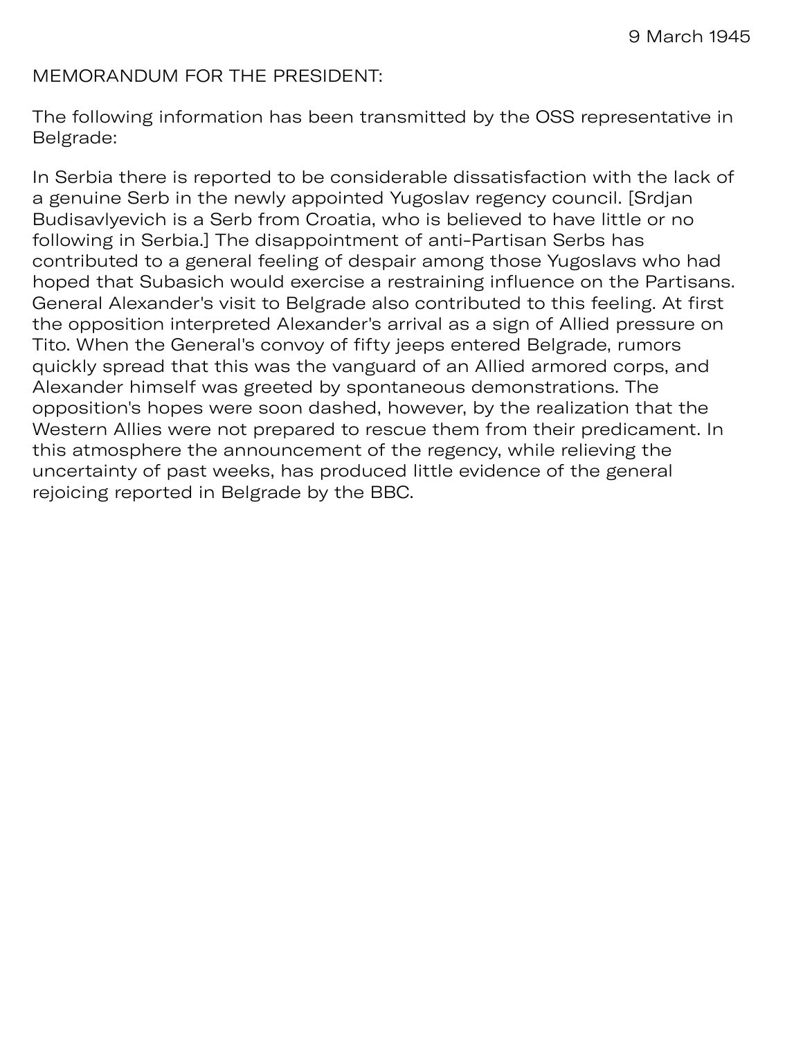9 March 1945

MEMORANDUM FOR THE PRESIDENT:

The following information has been transmitted by the OSS representative in Belgrade:

In Serbia there is reported to be considerable dissatisfaction with the lack of a genuine Serb in the newly appointed Yugoslav regency council. [Srdjan Budisavlyevich is a Serb from Croatia, who is believed to have little or no following in Serbia.] The disappointment of anti-Partisan Serbs has contributed to a general feeling of despair among those Yugoslavs who had hoped that Subasich would exercise a restraining influence on the Partisans. General Alexander's visit to Belgrade also contributed to this feeling. At first the opposition interpreted Alexander's arrival as a sign of Allied pressure on Tito. When the General's convoy of fifty jeeps entered Belgrade, rumors quickly spread that this was the vanguard of an Allied armored corps, and Alexander himself was greeted by spontaneous demonstrations. The opposition's hopes were soon dashed, however, by the realization that the Western Allies were not prepared to rescue them from their predicament. In this atmosphere the announcement of the regency, while relieving the uncertainty of past weeks, has produced little evidence of the general rejoicing reported in Belgrade by the BBC.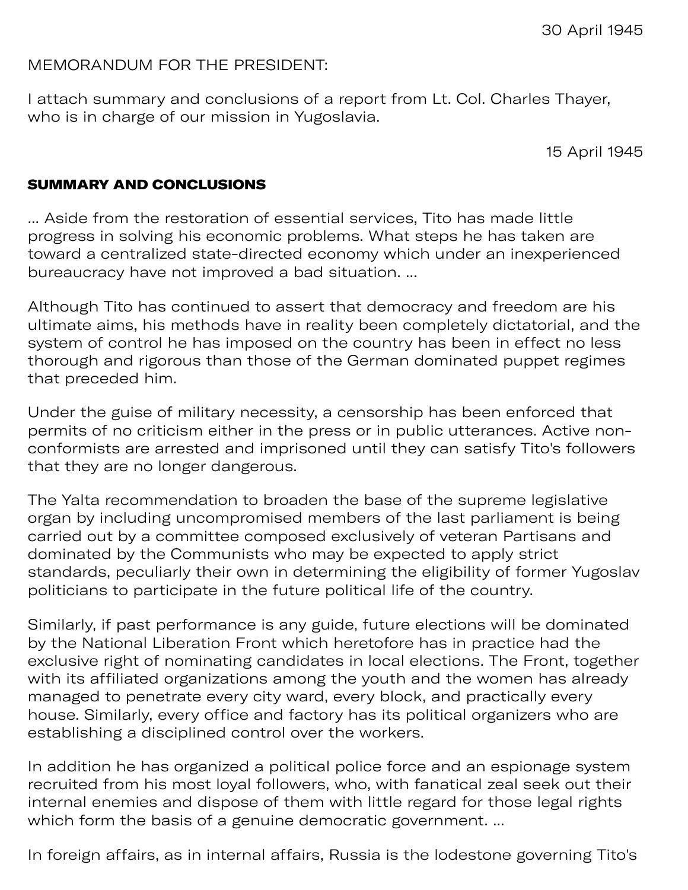30 April 1945

MEMORANDUM FOR THE PRESIDENT:

I attach summary and conclusions of a report from Lt. Col. Charles Thayer, who is in charge of our mission in Yugoslavia.

15 April 1945

## SUMMARY AND CONCLUSIONS

... Aside from the restoration of essential services, Tito has made little progress in solving his economic problems. What steps he has taken are toward a centralized state-directed economy which under an inexperienced bureaucracy have not improved a bad situation. ...

Although Tito has continued to assert that democracy and freedom are his ultimate aims, his methods have in reality been completely dictatorial, and the system of control he has imposed on the country has been in effect no less thorough and rigorous than those of the German dominated puppet regimes that preceded him.

Under the guise of military necessity, a censorship has been enforced that permits of no criticism either in the press or in public utterances. Active non-conformists are arrested and imprisoned until they can satisfy Tito's followers that they are no longer dangerous.

The Yalta recommendation to broaden the base of the supreme legislative organ by including uncompromised members of the last parliament is being carried out by a committee composed exclusively of veteran Partisans and dominated by the Communists who may be expected to apply strict standards, peculiarly their own in determining the eligibility of former Yugoslav politicians to participate in the future political life of the country.

Similarly, if past performance is any guide, future elections will be dominated by the National Liberation Front which heretofore has in practice had the exclusive right of nominating candidates in local elections. The Front, together with its affiliated organizations among the youth and the women has already managed to penetrate every city ward, every block, and practically every house. Similarly, every office and factory has its political organizers who are establishing a disciplined control over the workers.

In addition he has organized a political police force and an espionage system recruited from his most loyal followers, who, with fanatical zeal seek out their internal enemies and dispose of them with little regard for those legal rights which form the basis of a genuine democratic government. ...

In foreign affairs, as in internal affairs, Russia is the lodestone governing Tito's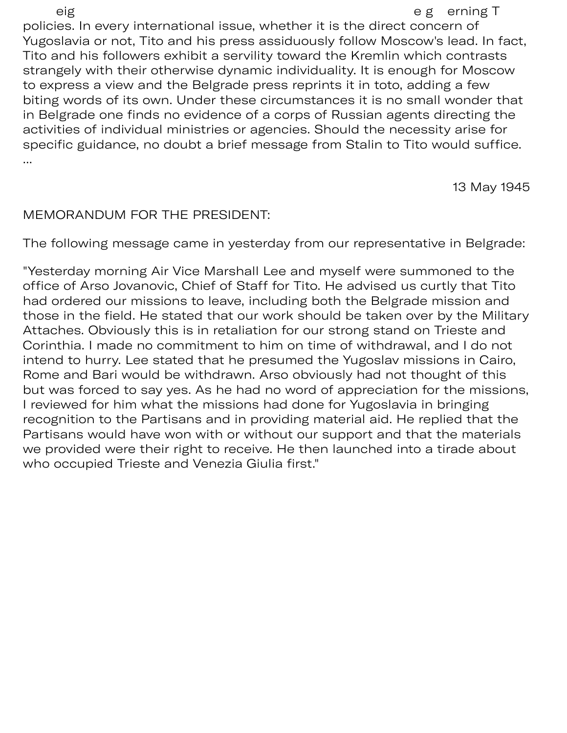eig e g erning T policies. In every international issue, whether it is the direct concern of Yugoslavia or not, Tito and his press assiduously follow Moscow's lead. In fact, Tito and his followers exhibit a servility toward the Kremlin which contrasts strangely with their otherwise dynamic individuality. It is enough for Moscow to express a view and the Belgrade press reprints it in toto, adding a few biting words of its own. Under these circumstances it is no small wonder that in Belgrade one finds no evidence of a corps of Russian agents directing the activities of individual ministries or agencies. Should the necessity arise for specific guidance, no doubt a brief message from Stalin to Tito would suffice. ...

13 May 1945

MEMORANDUM FOR THE PRESIDENT:

The following message came in yesterday from our representative in Belgrade:

"Yesterday morning Air Vice Marshall Lee and myself were summoned to the office of Arso Jovanovic, Chief of Staff for Tito. He advised us curtly that Tito had ordered our missions to leave, including both the Belgrade mission and those in the field. He stated that our work should be taken over by the Military Attaches. Obviously this is in retaliation for our strong stand on Trieste and Corinthia. I made no commitment to him on time of withdrawal, and I do not intend to hurry. Lee stated that he presumed the Yugoslav missions in Cairo, Rome and Bari would be withdrawn. Arso obviously had not thought of this but was forced to say yes. As he had no word of appreciation for the missions, I reviewed for him what the missions had done for Yugoslavia in bringing recognition to the Partisans and in providing material aid. He replied that the Partisans would have won with or without our support and that the materials we provided were their right to receive. He then launched into a tirade about who occupied Trieste and Venezia Giulia first."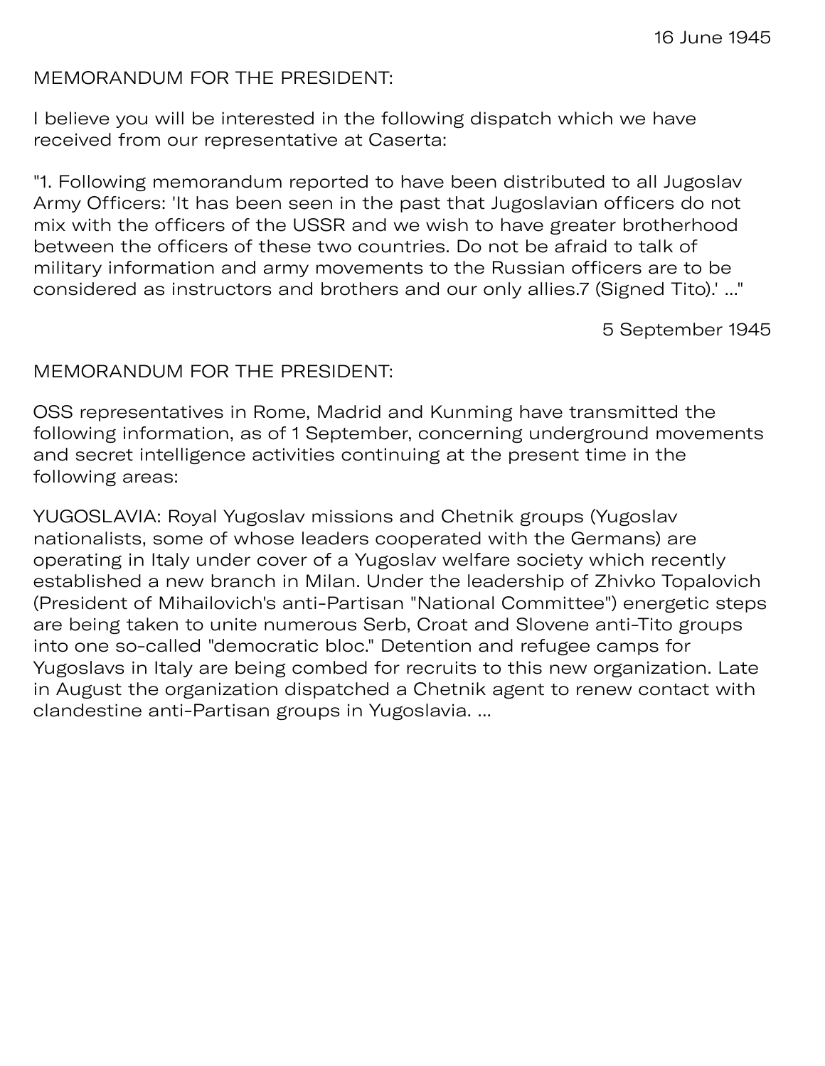16 June 1945

MEMORANDUM FOR THE PRESIDENT:

I believe you will be interested in the following dispatch which we have received from our representative at Caserta:

"1. Following memorandum reported to have been distributed to all Jugoslav Army Officers: 'It has been seen in the past that Jugoslavian officers do not mix with the officers of the USSR and we wish to have greater brotherhood between the officers of these two countries. Do not be afraid to talk of military information and army movements to the Russian officers are to be considered as instructors and brothers and our only allies.7 (Signed Tito).' ..."

5 September 1945

MEMORANDUM FOR THE PRESIDENT:

OSS representatives in Rome, Madrid and Kunming have transmitted the following information, as of 1 September, concerning underground movements and secret intelligence activities continuing at the present time in the following areas:

YUGOSLAVIA: Royal Yugoslav missions and Chetnik groups (Yugoslav nationalists, some of whose leaders cooperated with the Germans) are operating in Italy under cover of a Yugoslav welfare society which recently established a new branch in Milan. Under the leadership of Zhivko Topalovich (President of Mihailovich's anti-Partisan "National Committee") energetic steps are being taken to unite numerous Serb, Croat and Slovene anti-Tito groups into one so-called "democratic bloc." Detention and refugee camps for Yugoslavs in Italy are being combed for recruits to this new organization. Late in August the organization dispatched a Chetnik agent to renew contact with clandestine anti-Partisan groups in Yugoslavia. ...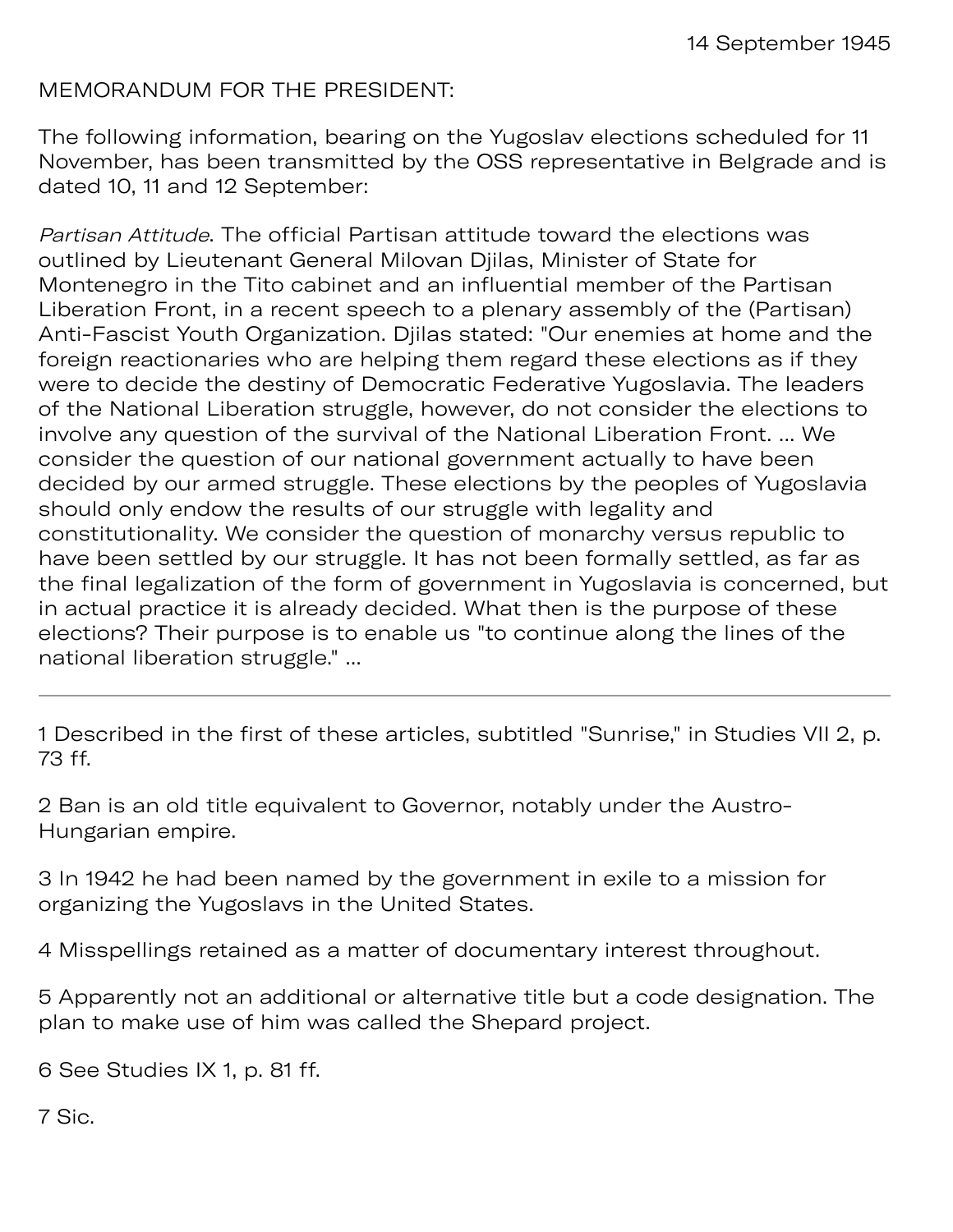14 September 1945

MEMORANDUM FOR THE PRESIDENT:

The following information, bearing on the Yugoslav elections scheduled for 11 November, has been transmitted by the OSS representative in Belgrade and is dated 10, 11 and 12 September:

*Partisan Attitude*. The official Partisan attitude toward the elections was outlined by Lieutenant General Milovan Djilas, Minister of State for Montenegro in the Tito cabinet and an influential member of the Partisan Liberation Front, in a recent speech to a plenary assembly of the (Partisan) Anti-Fascist Youth Organization. Djilas stated: "Our enemies at home and the foreign reactionaries who are helping them regard these elections as if they were to decide the destiny of Democratic Federative Yugoslavia. The leaders of the National Liberation struggle, however, do not consider the elections to involve any question of the survival of the National Liberation Front. ... We consider the question of our national government actually to have been decided by our armed struggle. These elections by the peoples of Yugoslavia should only endow the results of our struggle with legality and constitutionality. We consider the question of monarchy versus republic to have been settled by our struggle. It has not been formally settled, as far as the final legalization of the form of government in Yugoslavia is concerned, but in actual practice it is already decided. What then is the purpose of these elections? Their purpose is to enable us "to continue along the lines of the national liberation struggle." ...

---

1 Described in the first of these articles, subtitled "Sunrise," in Studies VII 2, p. 73 ff.

2 Ban is an old title equivalent to Governor, notably under the Austro-Hungarian empire.

3 In 1942 he had been named by the government in exile to a mission for organizing the Yugoslavs in the United States.

4 Misspellings retained as a matter of documentary interest throughout.

5 Apparently not an additional or alternative title but a code designation. The plan to make use of him was called the Shepard project.

6 See Studies IX 1, p. 81 ff.

7 Sic.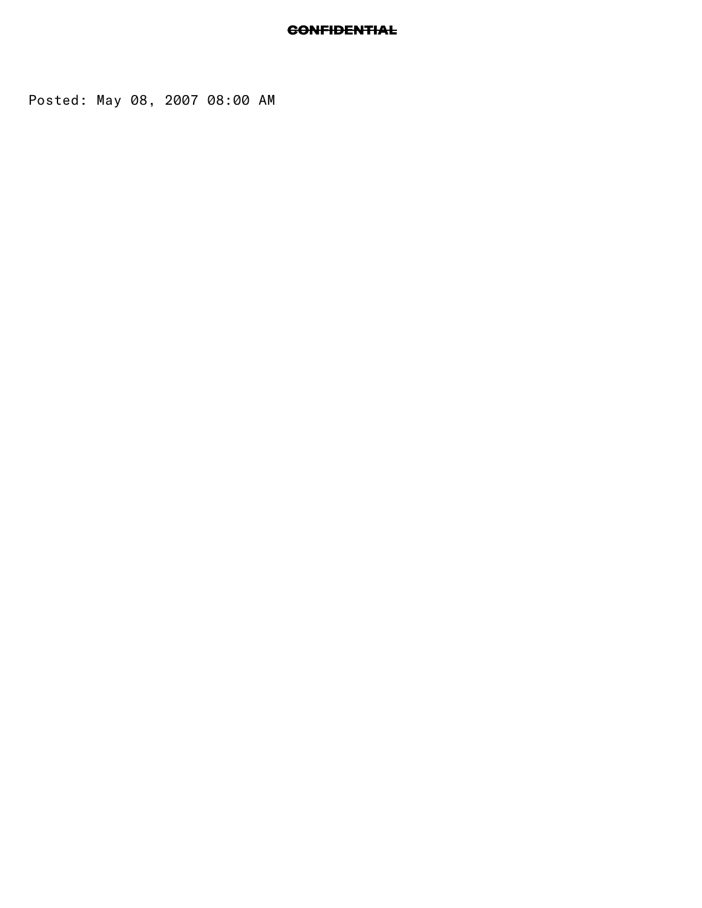~~CONFIDENTIAL~~

Posted: May 08, 2007 08:00 AM